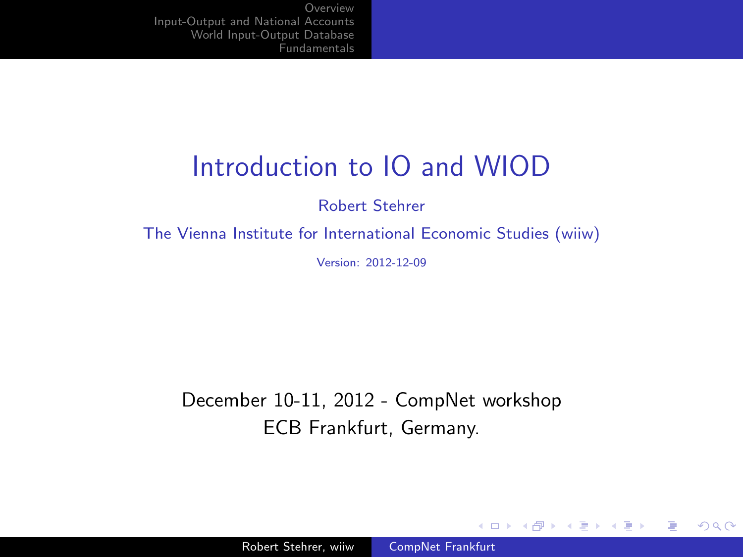# Introduction to IO and WIOD

Robert Stehrer

The Vienna Institute for International Economic Studies (wiiw)

Version: 2012-12-09

December 10-11, 2012 - CompNet workshop
ECB Frankfurt, Germany.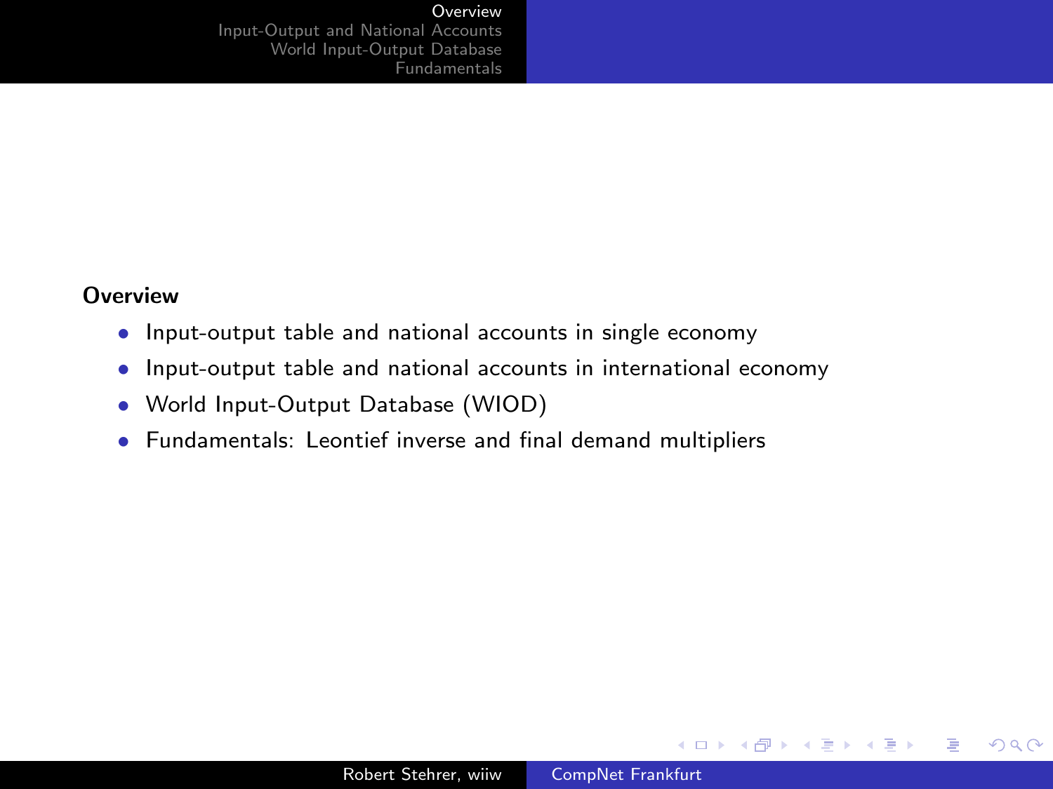## Overview

- Input-output table and national accounts in single economy
- Input-output table and national accounts in international economy
- World Input-Output Database (WIOD)
- Fundamentals: Leontief inverse and final demand multipliers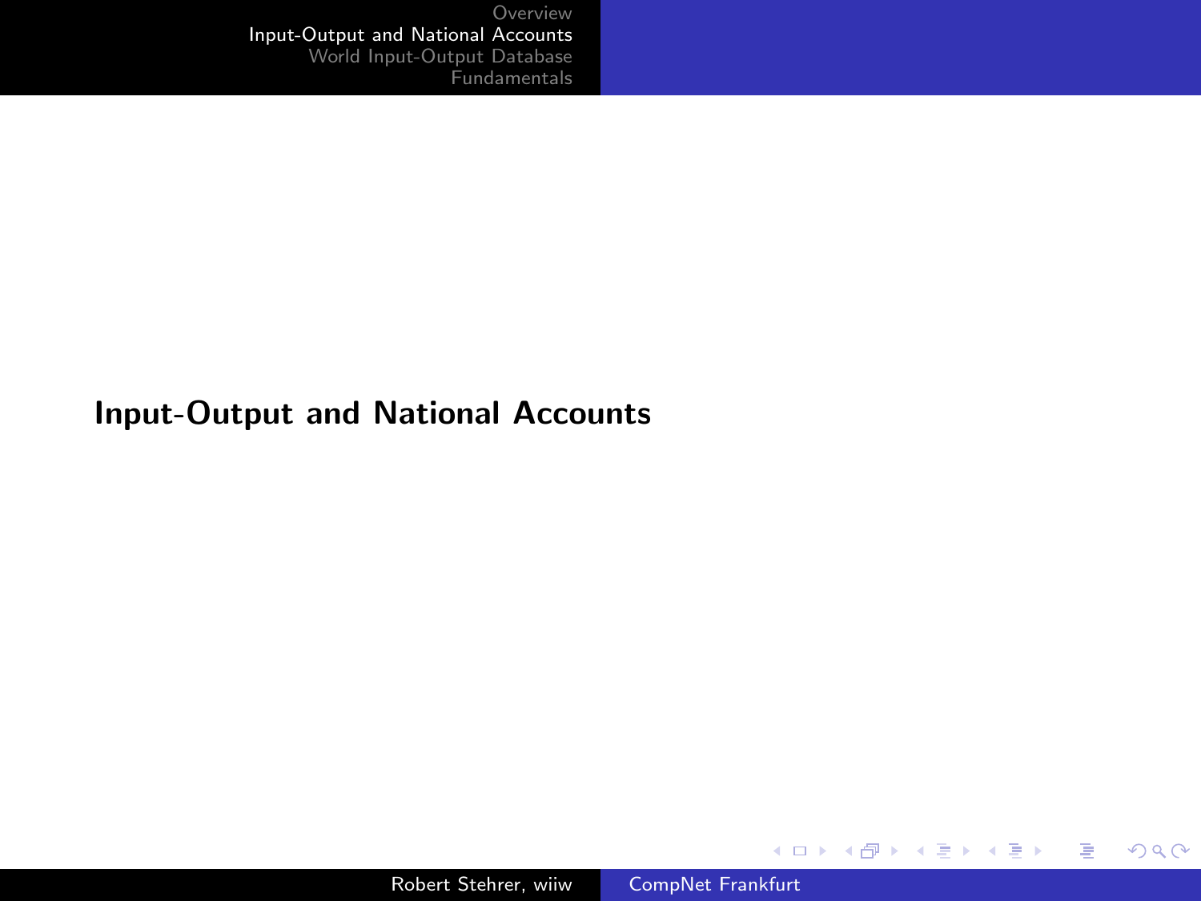# Input-Output and National Accounts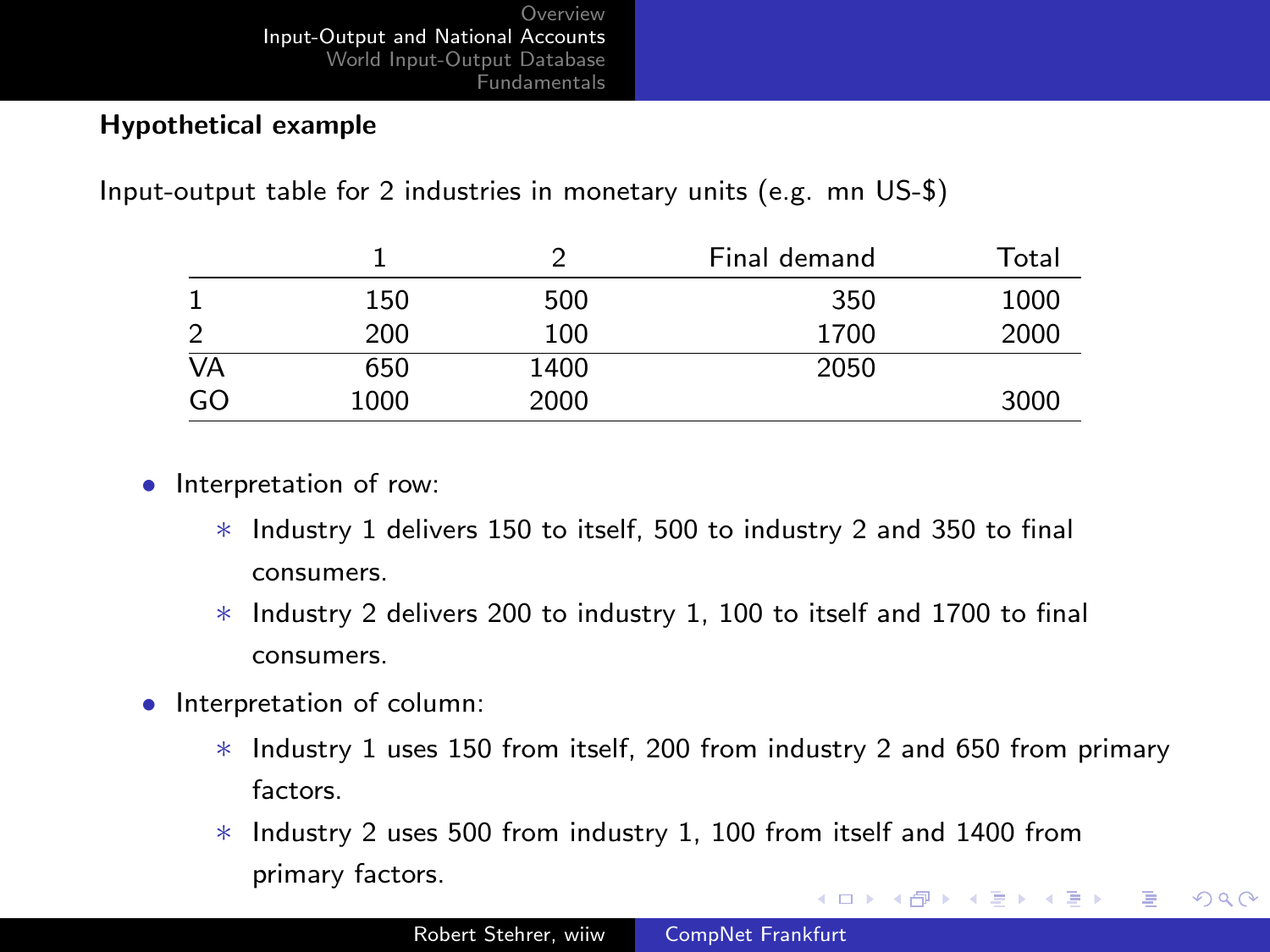**Hypothetical example**

Input-output table for 2 industries in monetary units (e.g. mn US-$)

| | 1 | 2 | Final demand | Total |
|---|---|---|---|---|
| 1 | 150 | 500 | 350 | 1000 |
| 2 | 200 | 100 | 1700 | 2000 |
| VA | 650 | 1400 | 2050 | |
| GO | 1000 | 2000 | | 3000 |

- Interpretation of row:
  - Industry 1 delivers 150 to itself, 500 to industry 2 and 350 to final consumers.
  - Industry 2 delivers 200 to industry 1, 100 to itself and 1700 to final consumers.
- Interpretation of column:
  - Industry 1 uses 150 from itself, 200 from industry 2 and 650 from primary factors.
  - Industry 2 uses 500 from industry 1, 100 from itself and 1400 from primary factors.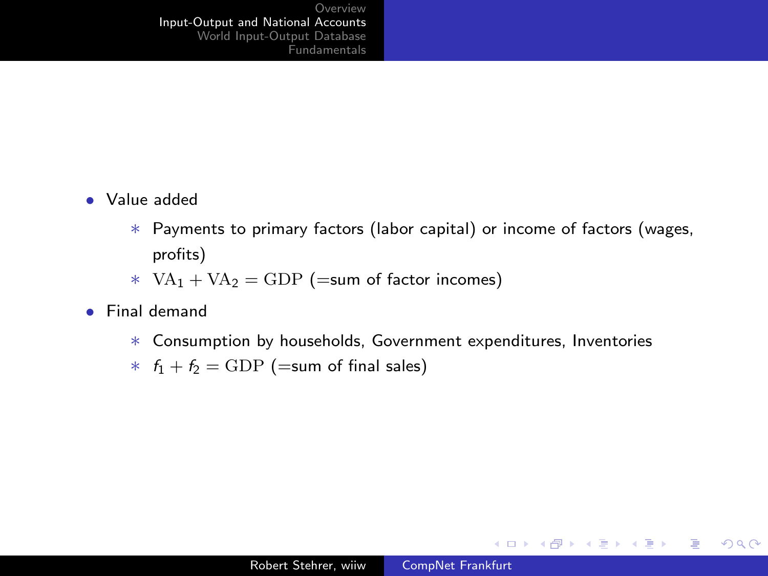- Value added
  - Payments to primary factors (labor capital) or income of factors (wages, profits)
  - $\mathrm{VA}_1 + \mathrm{VA}_2 = \mathrm{GDP}$ (=sum of factor incomes)
- Final demand
  - Consumption by households, Government expenditures, Inventories
  - $f_1 + f_2 = \mathrm{GDP}$ (=sum of final sales)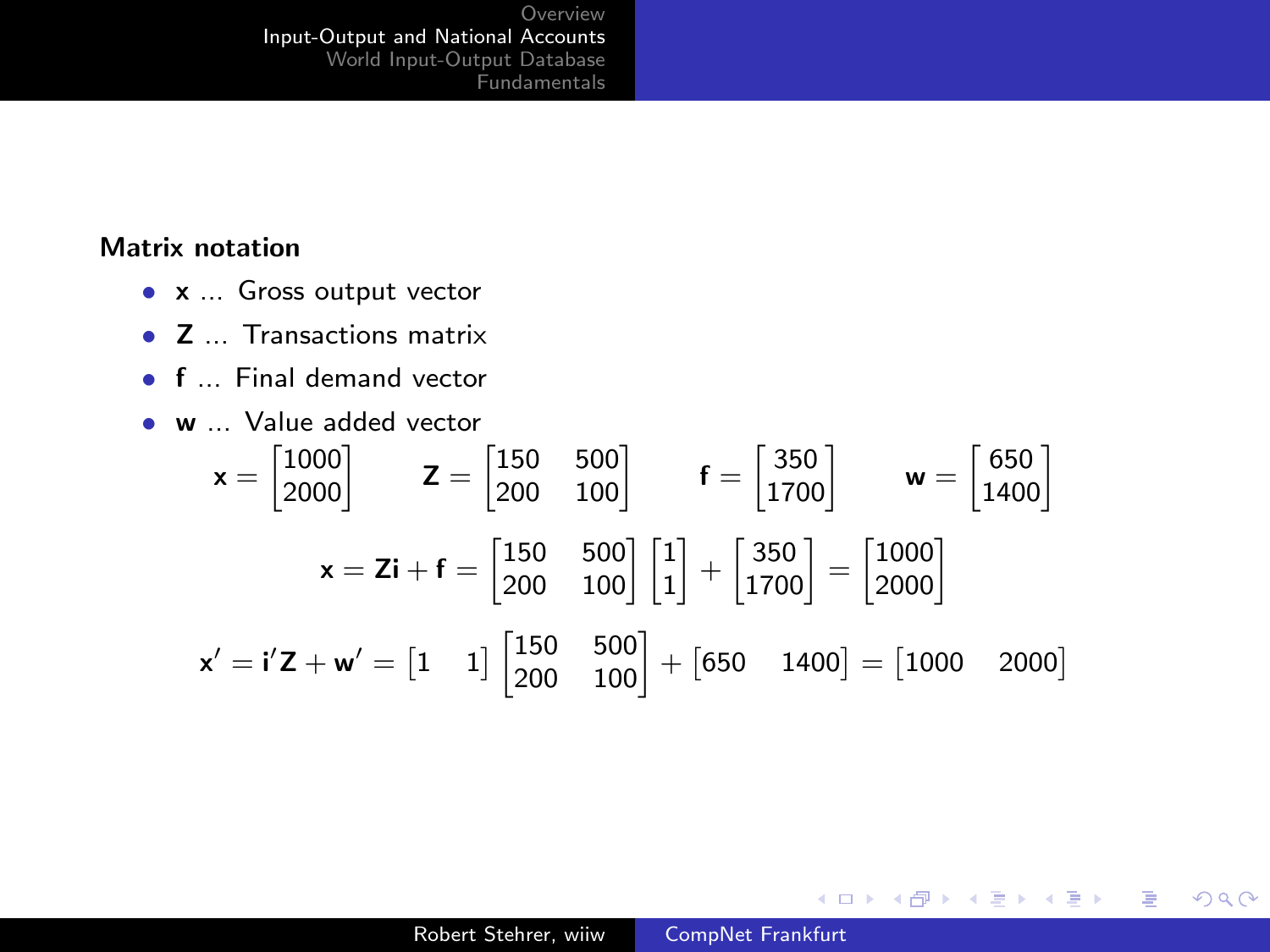**Matrix notation**

- $\mathbf{x}$ ... Gross output vector
- $\mathbf{Z}$ ... Transactions matrix
- $\mathbf{f}$ ... Final demand vector
- $\mathbf{w}$ ... Value added vector

$$\mathbf{x} = \begin{bmatrix} 1000 \\ 2000 \end{bmatrix} \qquad \mathbf{Z} = \begin{bmatrix} 150 & 500 \\ 200 & 100 \end{bmatrix} \qquad \mathbf{f} = \begin{bmatrix} 350 \\ 1700 \end{bmatrix} \qquad \mathbf{w} = \begin{bmatrix} 650 \\ 1400 \end{bmatrix}$$

$$\mathbf{x} = \mathbf{Zi} + \mathbf{f} = \begin{bmatrix} 150 & 500 \\ 200 & 100 \end{bmatrix} \begin{bmatrix} 1 \\ 1 \end{bmatrix} + \begin{bmatrix} 350 \\ 1700 \end{bmatrix} = \begin{bmatrix} 1000 \\ 2000 \end{bmatrix}$$

$$\mathbf{x}' = \mathbf{i}'\mathbf{Z} + \mathbf{w}' = \begin{bmatrix} 1 & 1 \end{bmatrix} \begin{bmatrix} 150 & 500 \\ 200 & 100 \end{bmatrix} + \begin{bmatrix} 650 & 1400 \end{bmatrix} = \begin{bmatrix} 1000 & 2000 \end{bmatrix}$$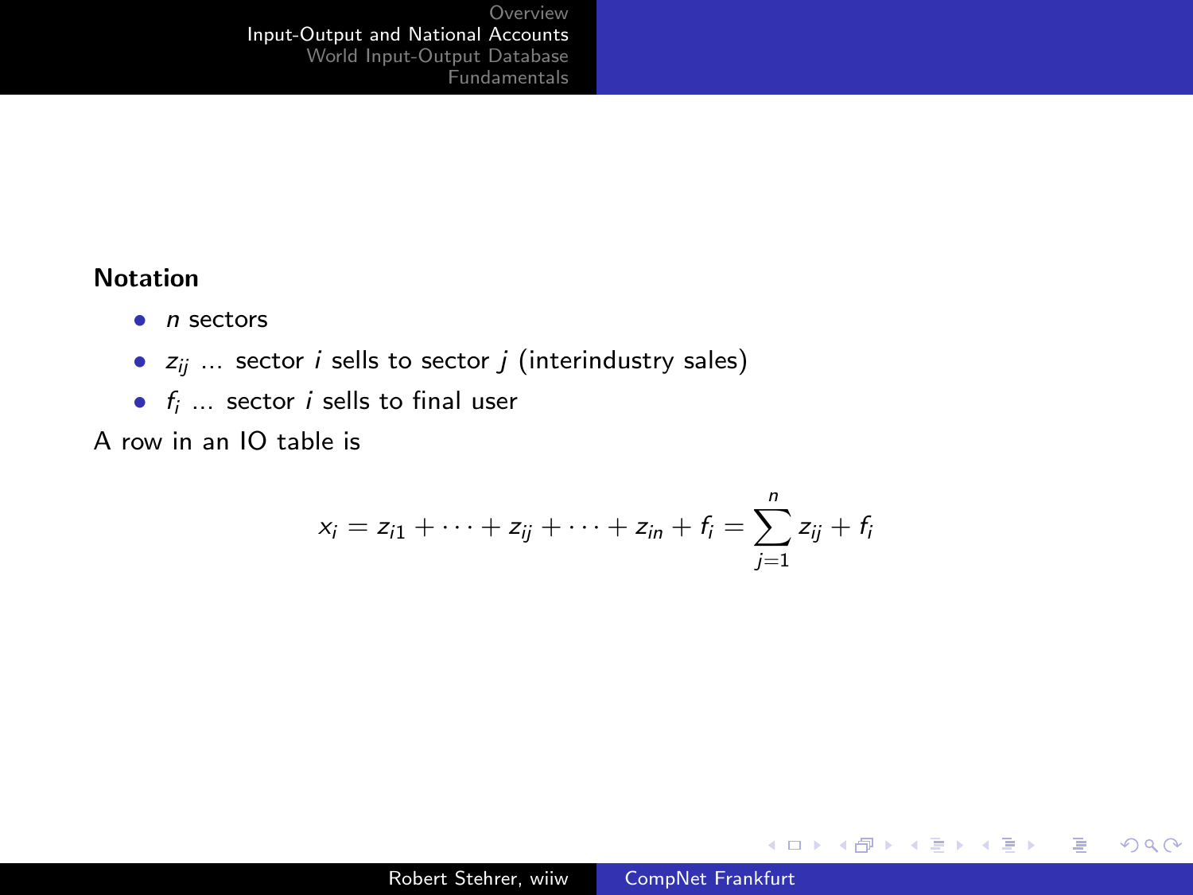**Notation**

- $n$ sectors
- $z_{ij}$ ... sector $i$ sells to sector $j$ (interindustry sales)
- $f_i$ ... sector $i$ sells to final user

A row in an IO table is

$$x_i = z_{i1} + \cdots + z_{ij} + \cdots + z_{in} + f_i = \sum_{j=1}^{n} z_{ij} + f_i$$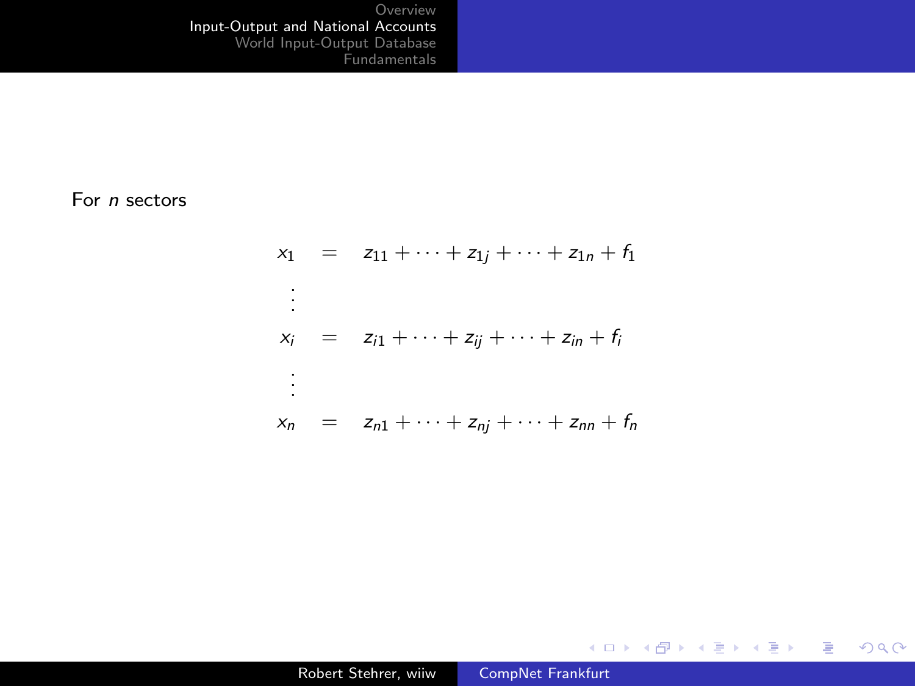For $n$ sectors

$$
\begin{aligned}
x_1 &= z_{11} + \cdots + z_{1j} + \cdots + z_{1n} + f_1 \\
&\vdots \\
x_i &= z_{i1} + \cdots + z_{ij} + \cdots + z_{in} + f_i \\
&\vdots \\
x_n &= z_{n1} + \cdots + z_{nj} + \cdots + z_{nn} + f_n
\end{aligned}
$$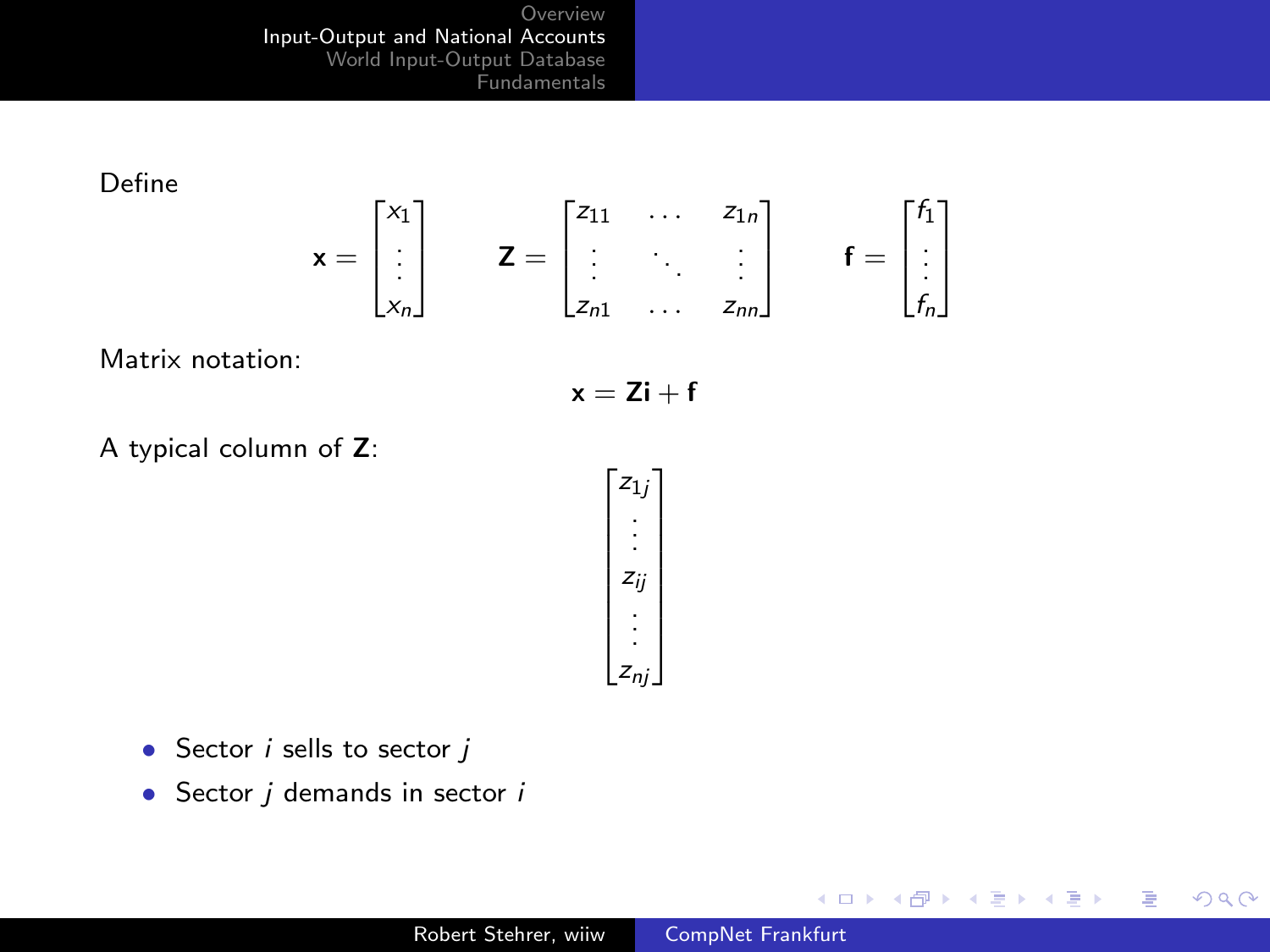Define

$$\mathbf{x} = \begin{bmatrix} x_1 \\ \vdots \\ x_n \end{bmatrix} \qquad \mathbf{Z} = \begin{bmatrix} z_{11} & \dots & z_{1n} \\ \vdots & \ddots & \vdots \\ z_{n1} & \dots & z_{nn} \end{bmatrix} \qquad \mathbf{f} = \begin{bmatrix} f_1 \\ \vdots \\ f_n \end{bmatrix}$$

Matrix notation:

$$\mathbf{x} = \mathbf{Zi} + \mathbf{f}$$

A typical column of $\mathbf{Z}$:

$$\begin{bmatrix} z_{1j} \\ \vdots \\ z_{ij} \\ \vdots \\ z_{nj} \end{bmatrix}$$

- Sector $i$ sells to sector $j$
- Sector $j$ demands in sector $i$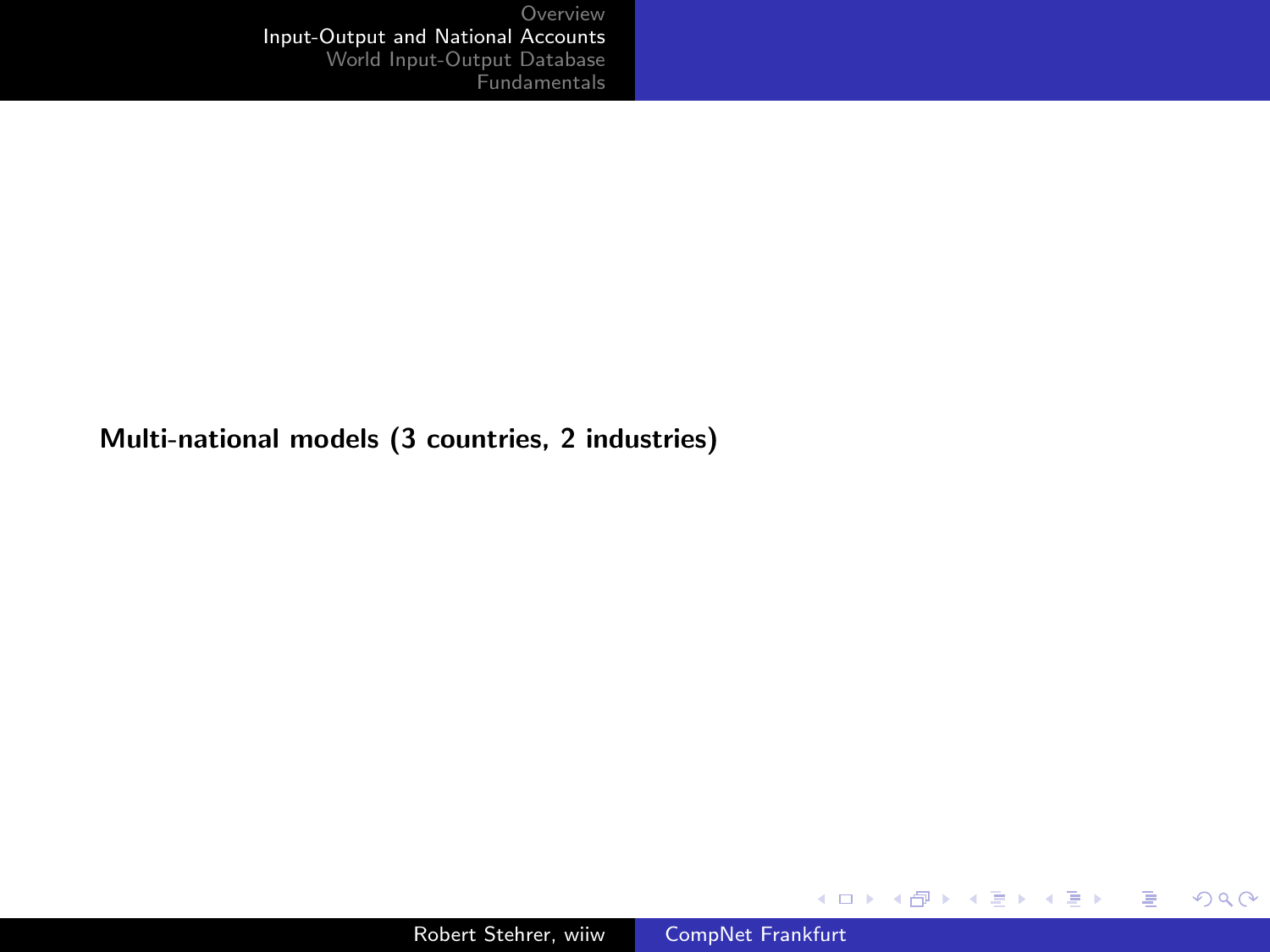**Multi-national models (3 countries, 2 industries)**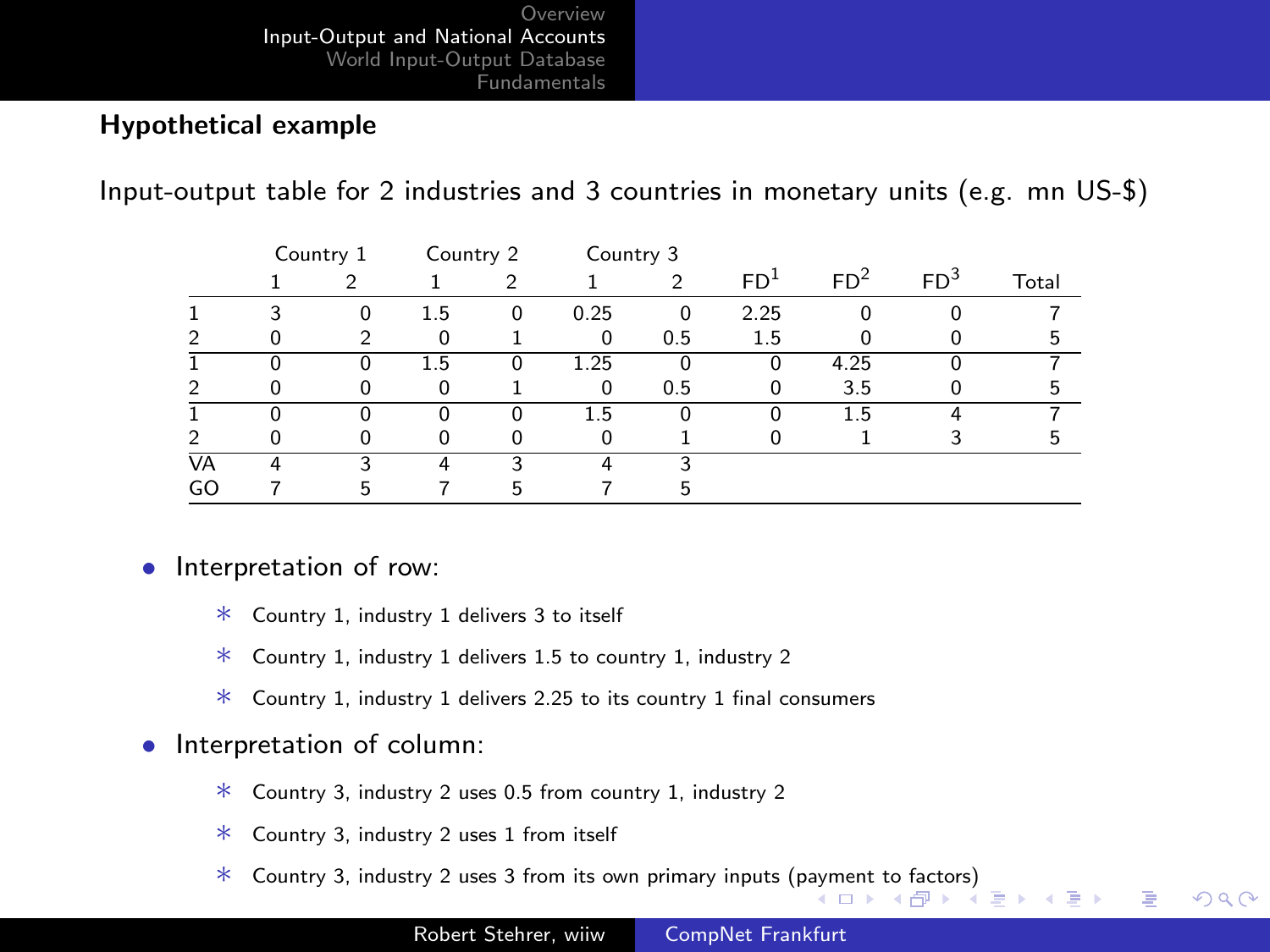### Hypothetical example

Input-output table for 2 industries and 3 countries in monetary units (e.g. mn US-$)

| | Country 1 | | Country 2 | | Country 3 | | | | | |
|---|---|---|---|---|---|---|---|---|---|---|
| | 1 | 2 | 1 | 2 | 1 | 2 | $FD^1$ | $FD^2$ | $FD^3$ | Total |
| 1 | 3 | 0 | 1.5 | 0 | 0.25 | 0 | 2.25 | 0 | 0 | 7 |
| 2 | 0 | 2 | 0 | 1 | 0 | 0.5 | 1.5 | 0 | 0 | 5 |
| 1 | 0 | 0 | 1.5 | 0 | 1.25 | 0 | 0 | 4.25 | 0 | 7 |
| 2 | 0 | 0 | 0 | 1 | 0 | 0.5 | 0 | 3.5 | 0 | 5 |
| 1 | 0 | 0 | 0 | 0 | 1.5 | 0 | 0 | 1.5 | 4 | 7 |
| 2 | 0 | 0 | 0 | 0 | 0 | 1 | 0 | 1 | 3 | 5 |
| VA | 4 | 3 | 4 | 3 | 4 | 3 | | | | |
| GO | 7 | 5 | 7 | 5 | 7 | 5 | | | | |

- Interpretation of row:
  - Country 1, industry 1 delivers 3 to itself
  - Country 1, industry 1 delivers 1.5 to country 1, industry 2
  - Country 1, industry 1 delivers 2.25 to its country 1 final consumers
- Interpretation of column:
  - Country 3, industry 2 uses 0.5 from country 1, industry 2
  - Country 3, industry 2 uses 1 from itself
  - Country 3, industry 2 uses 3 from its own primary inputs (payment to factors)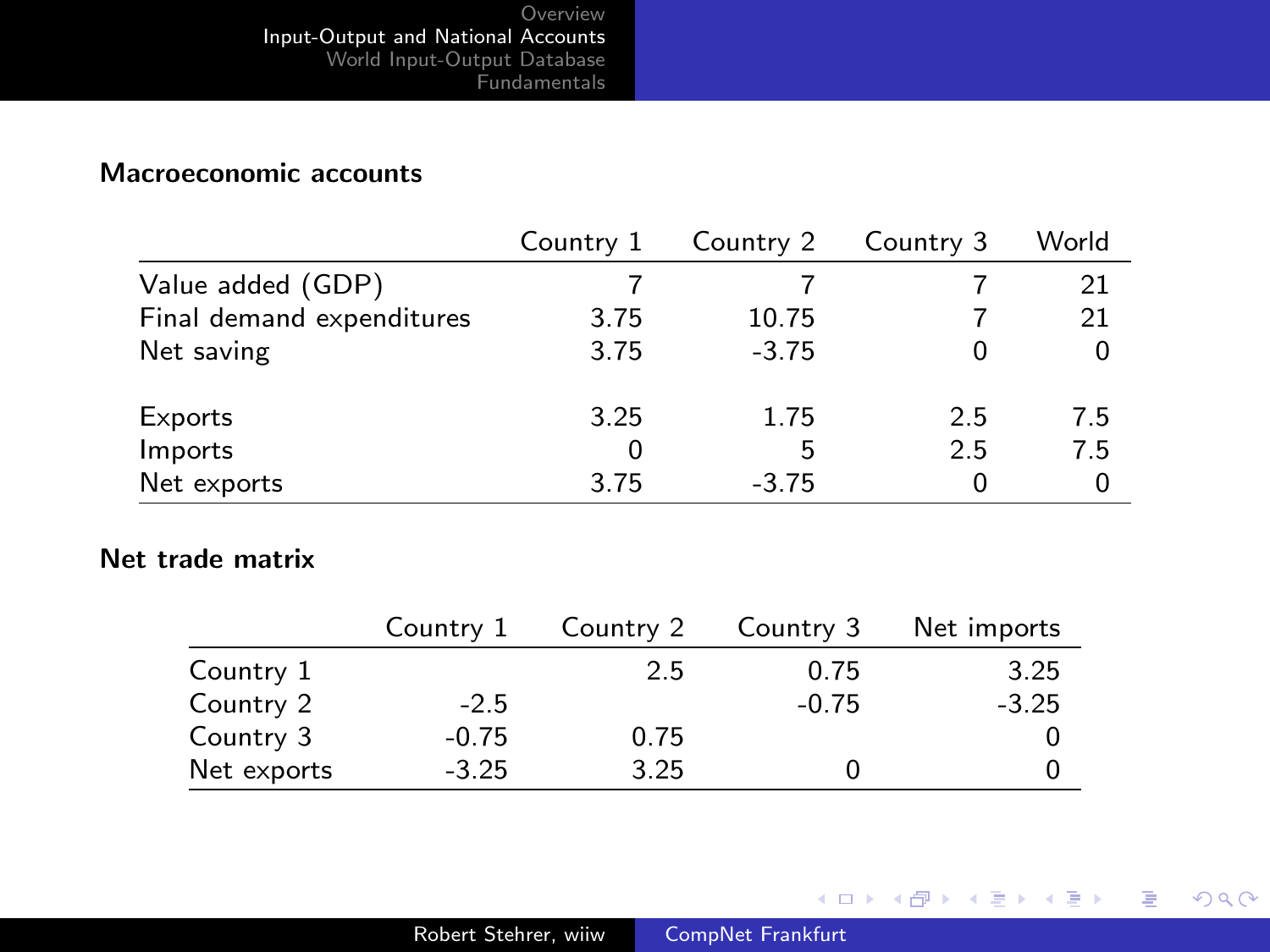**Macroeconomic accounts**

| | Country 1 | Country 2 | Country 3 | World |
|---|---|---|---|---|
| Value added (GDP) | 7 | 7 | 7 | 21 |
| Final demand expenditures | 3.75 | 10.75 | 7 | 21 |
| Net saving | 3.75 | -3.75 | 0 | 0 |
| | | | | |
| Exports | 3.25 | 1.75 | 2.5 | 7.5 |
| Imports | 0 | 5 | 2.5 | 7.5 |
| Net exports | 3.75 | -3.75 | 0 | 0 |

**Net trade matrix**

| | Country 1 | Country 2 | Country 3 | Net imports |
|---|---|---|---|---|
| Country 1 | | 2.5 | 0.75 | 3.25 |
| Country 2 | -2.5 | | -0.75 | -3.25 |
| Country 3 | -0.75 | 0.75 | | 0 |
| Net exports | -3.25 | 3.25 | 0 | 0 |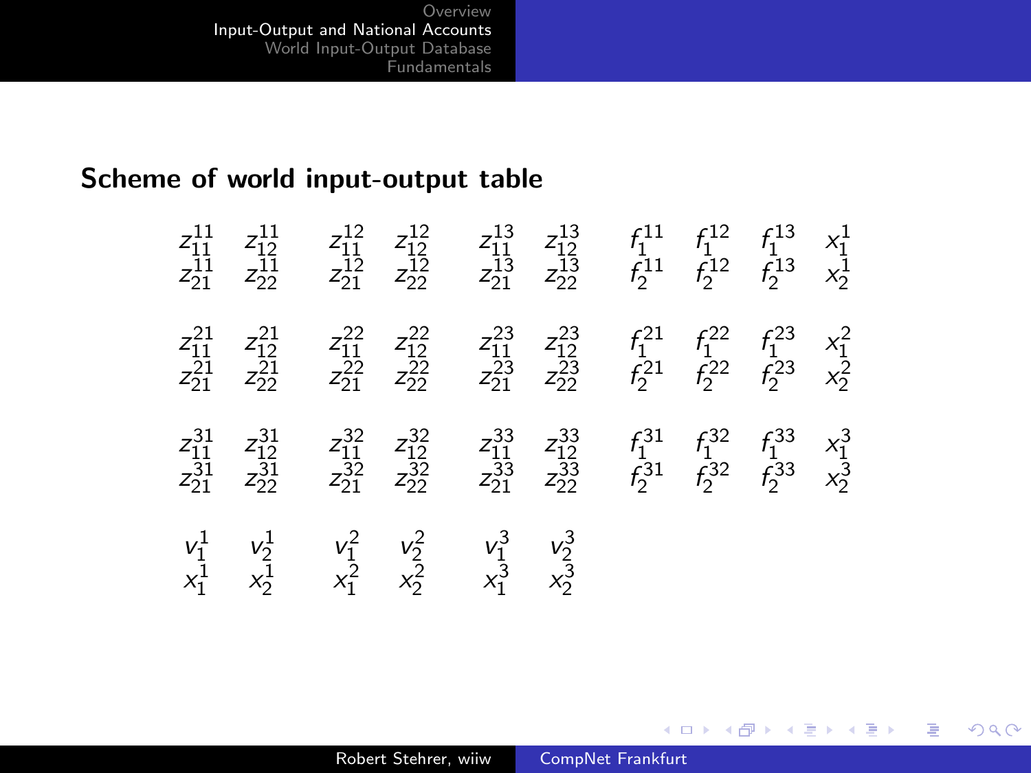## Scheme of world input-output table

$$
\begin{array}{cccccccccccc}
z_{11}^{11} & z_{12}^{11} & z_{11}^{12} & z_{12}^{12} & z_{11}^{13} & z_{12}^{13} & f_1^{11} & f_1^{12} & f_1^{13} & x_1^1 \\
z_{21}^{11} & z_{22}^{11} & z_{21}^{12} & z_{22}^{12} & z_{21}^{13} & z_{22}^{13} & f_2^{11} & f_2^{12} & f_2^{13} & x_2^1 \\
z_{11}^{21} & z_{12}^{21} & z_{11}^{22} & z_{12}^{22} & z_{11}^{23} & z_{12}^{23} & f_1^{21} & f_1^{22} & f_1^{23} & x_1^2 \\
z_{21}^{21} & z_{22}^{21} & z_{21}^{22} & z_{22}^{22} & z_{21}^{23} & z_{22}^{23} & f_2^{21} & f_2^{22} & f_2^{23} & x_2^2 \\
z_{11}^{31} & z_{12}^{31} & z_{11}^{32} & z_{12}^{32} & z_{11}^{33} & z_{12}^{33} & f_1^{31} & f_1^{32} & f_1^{33} & x_1^3 \\
z_{21}^{31} & z_{22}^{31} & z_{21}^{32} & z_{22}^{32} & z_{21}^{33} & z_{22}^{33} & f_2^{31} & f_2^{32} & f_2^{33} & x_2^3 \\
v_1^1 & v_2^1 & v_1^2 & v_2^2 & v_1^3 & v_2^3 & & & & \\
x_1^1 & x_2^1 & x_1^2 & x_2^2 & x_1^3 & x_2^3 & & & &
\end{array}
$$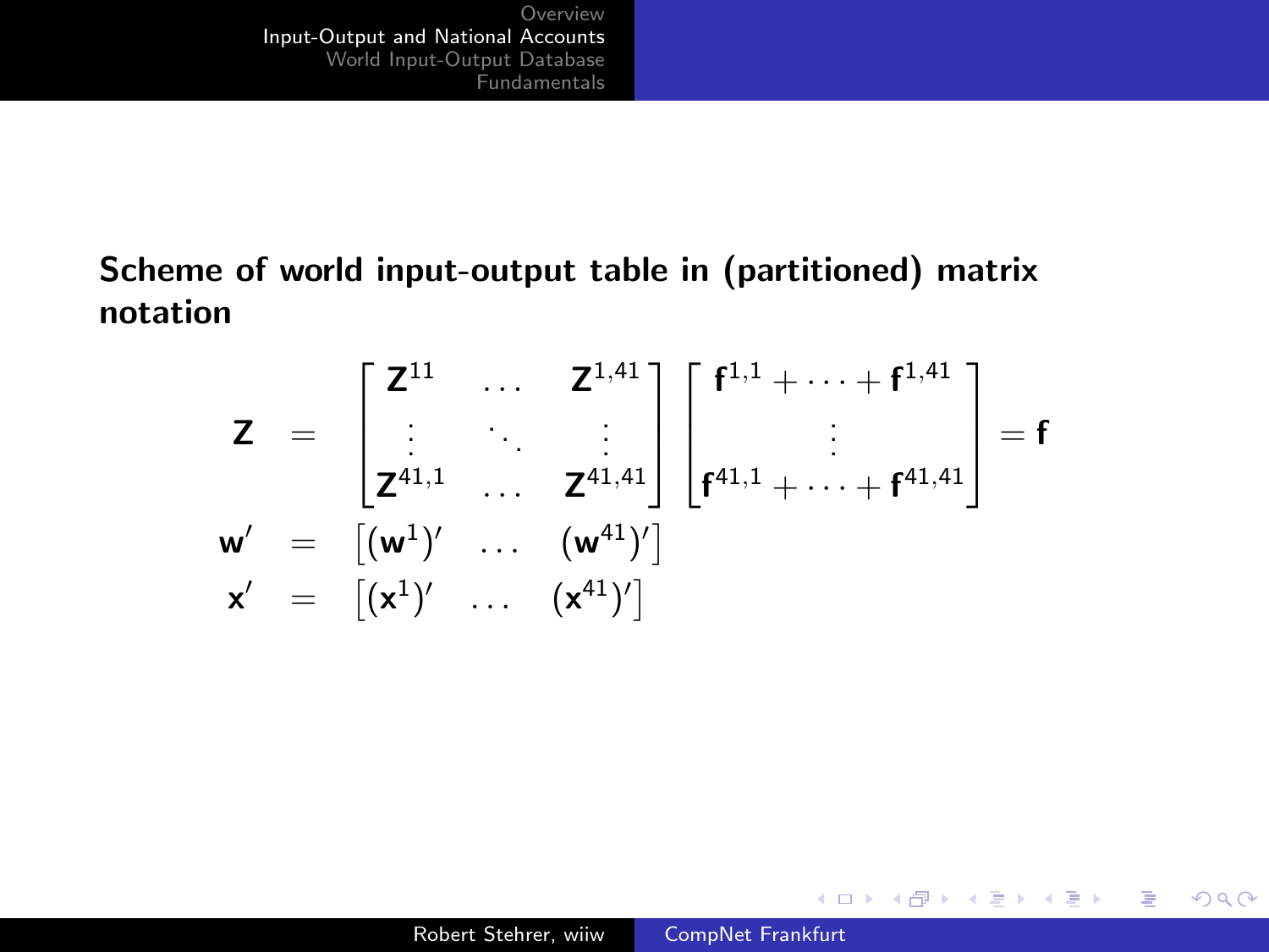### Scheme of world input-output table in (partitioned) matrix notation

$$
\begin{aligned}
\mathbf{Z} &= \begin{bmatrix} \mathbf{Z}^{11} & \dots & \mathbf{Z}^{1,41} \\ \vdots & \ddots & \vdots \\ \mathbf{Z}^{41,1} & \dots & \mathbf{Z}^{41,41} \end{bmatrix} \begin{bmatrix} \mathbf{f}^{1,1} + \dots + \mathbf{f}^{1,41} \\ \vdots \\ \mathbf{f}^{41,1} + \dots + \mathbf{f}^{41,41} \end{bmatrix} = \mathbf{f} \\
\mathbf{w}' &= \begin{bmatrix} (\mathbf{w}^{1})' & \dots & (\mathbf{w}^{41})' \end{bmatrix} \\
\mathbf{x}' &= \begin{bmatrix} (\mathbf{x}^{1})' & \dots & (\mathbf{x}^{41})' \end{bmatrix}
\end{aligned}
$$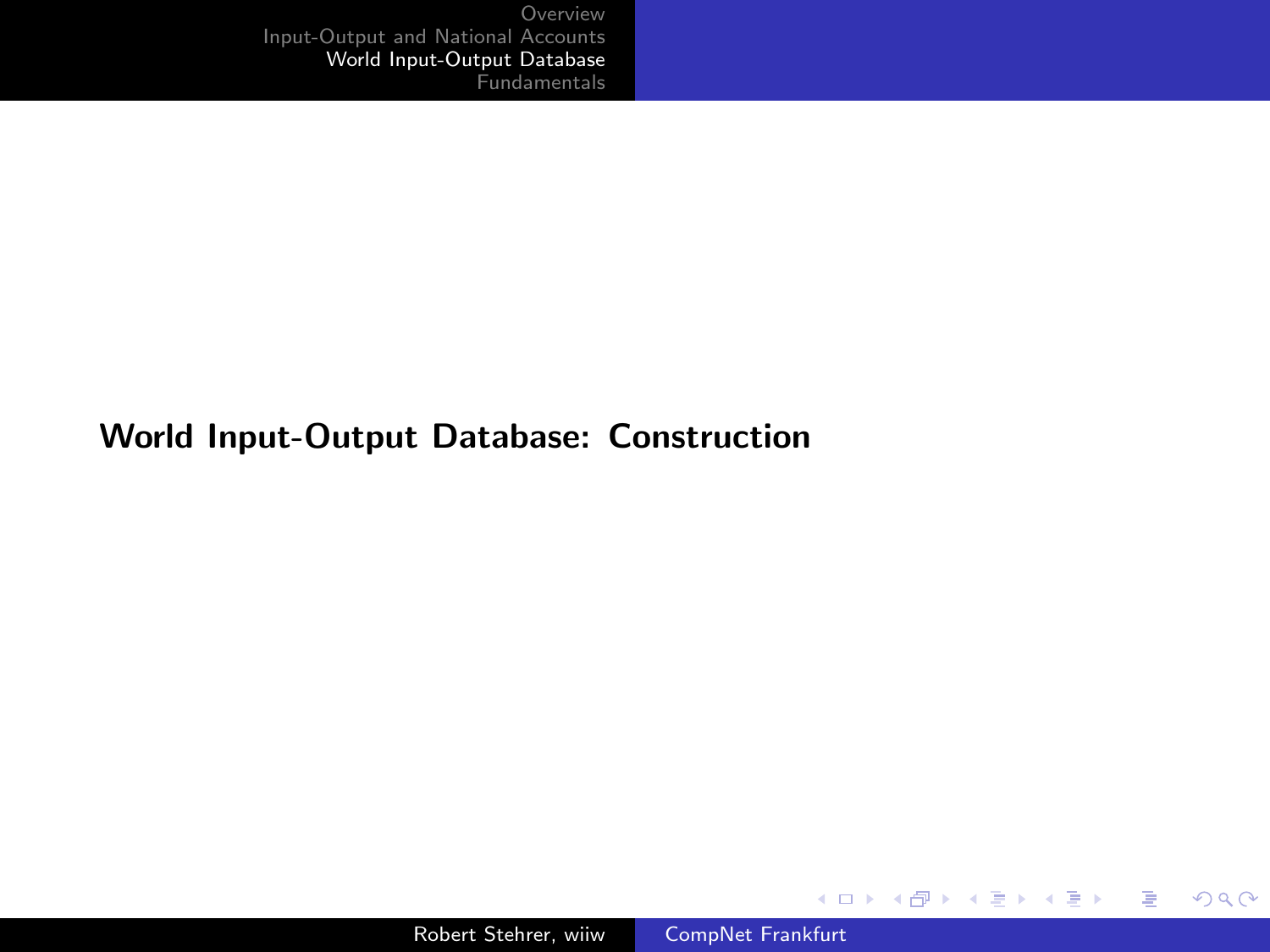# World Input-Output Database: Construction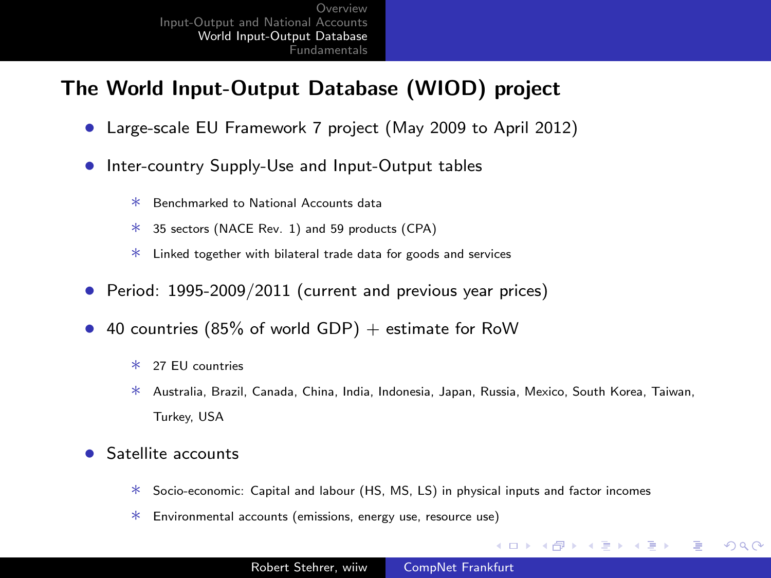## The World Input-Output Database (WIOD) project

- Large-scale EU Framework 7 project (May 2009 to April 2012)
- Inter-country Supply-Use and Input-Output tables
  - Benchmarked to National Accounts data
  - 35 sectors (NACE Rev. 1) and 59 products (CPA)
  - Linked together with bilateral trade data for goods and services
- Period: 1995-2009/2011 (current and previous year prices)
- 40 countries (85% of world GDP) + estimate for RoW
  - 27 EU countries
  - Australia, Brazil, Canada, China, India, Indonesia, Japan, Russia, Mexico, South Korea, Taiwan, Turkey, USA
- Satellite accounts
  - Socio-economic: Capital and labour (HS, MS, LS) in physical inputs and factor incomes
  - Environmental accounts (emissions, energy use, resource use)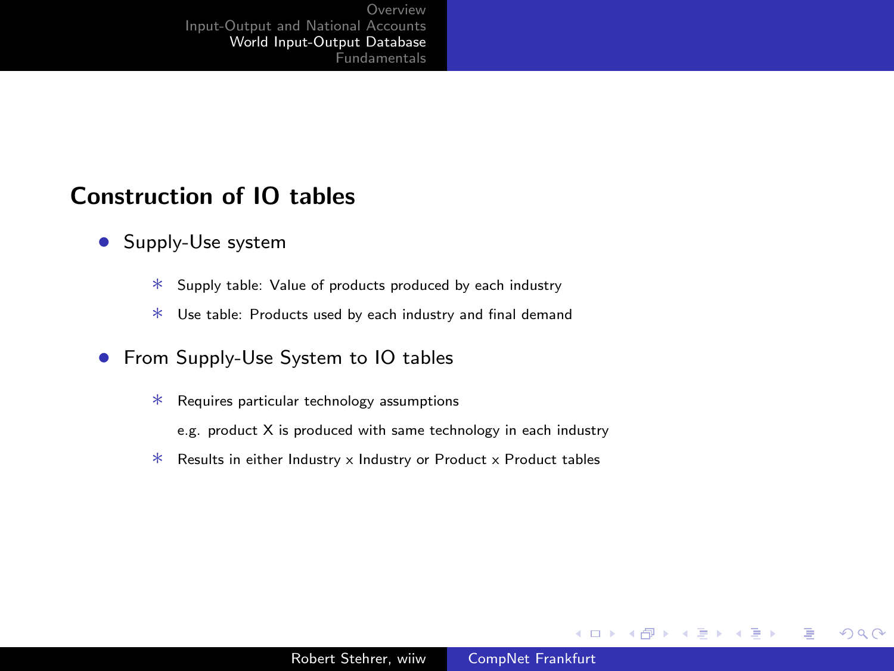## Construction of IO tables

- Supply-Use system
  - Supply table: Value of products produced by each industry
  - Use table: Products used by each industry and final demand
- From Supply-Use System to IO tables
  - Requires particular technology assumptions

    e.g. product X is produced with same technology in each industry
  - Results in either Industry x Industry or Product x Product tables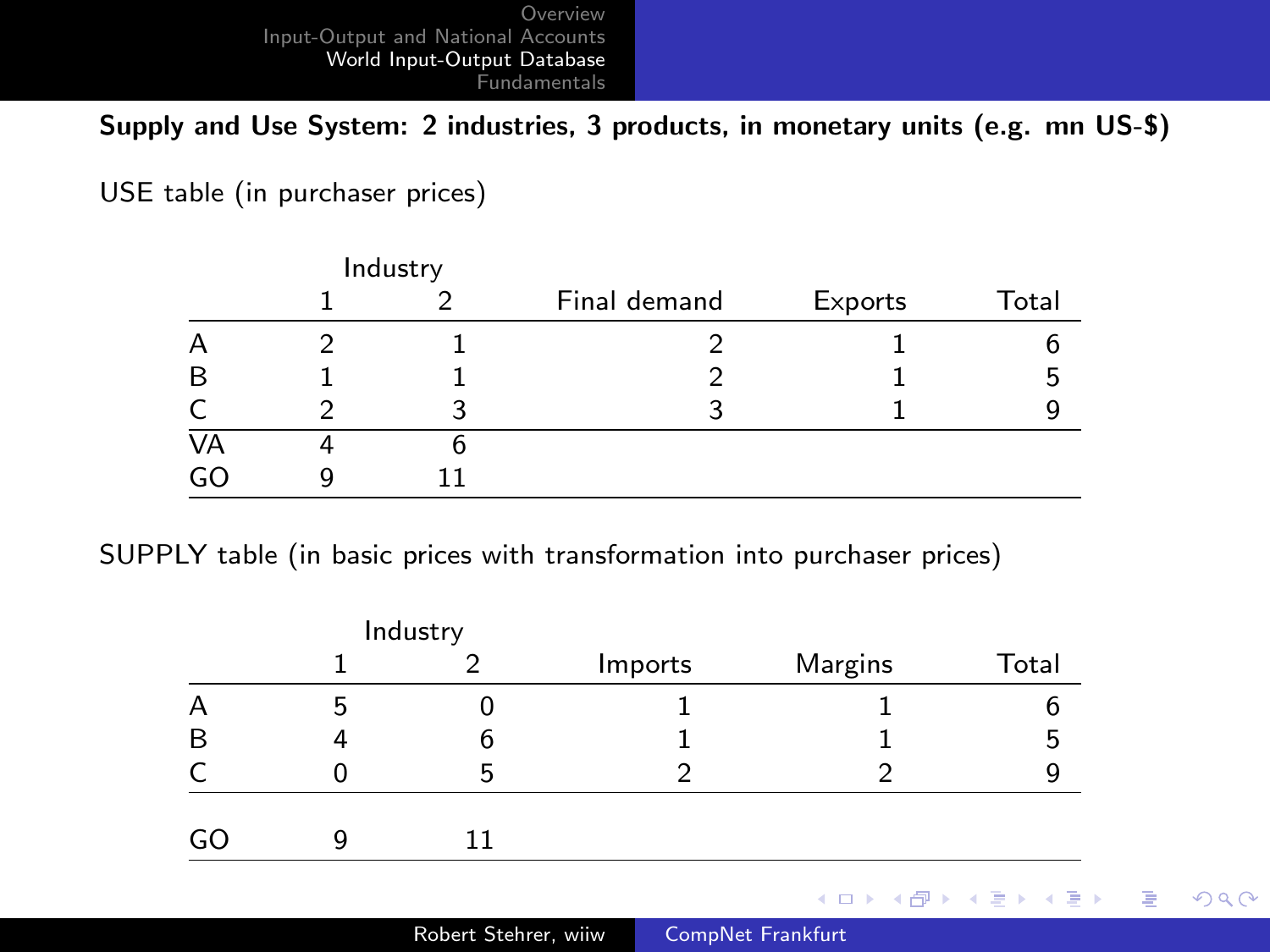**Supply and Use System: 2 industries, 3 products, in monetary units (e.g. mn US-$)**

USE table (in purchaser prices)

| | Industry | | | | |
|---|---|---|---|---|---|
| | 1 | 2 | Final demand | Exports | Total |
| A | 2 | 1 | 2 | 1 | 6 |
| B | 1 | 1 | 2 | 1 | 5 |
| C | 2 | 3 | 3 | 1 | 9 |
| VA | 4 | 6 | | | |
| GO | 9 | 11 | | | |

SUPPLY table (in basic prices with transformation into purchaser prices)

| | Industry | | | | |
|---|---|---|---|---|---|
| | 1 | 2 | Imports | Margins | Total |
| A | 5 | 0 | 1 | 1 | 6 |
| B | 4 | 6 | 1 | 1 | 5 |
| C | 0 | 5 | 2 | 2 | 9 |
| GO | 9 | 11 | | | |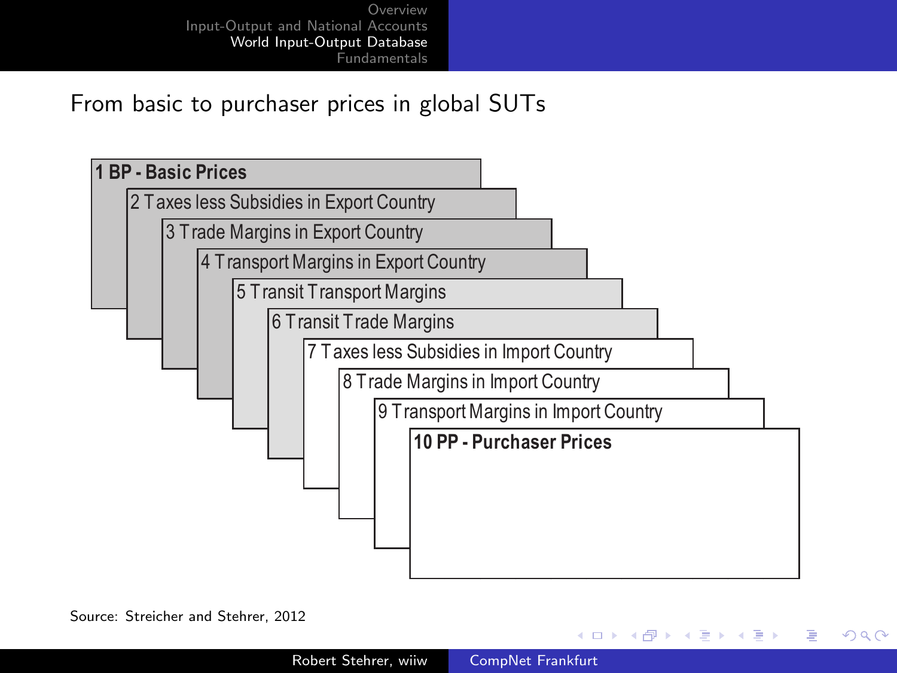## From basic to purchaser prices in global SUTs

1 **BP - Basic Prices**

2 Taxes less Subsidies in Export Country

3 Trade Margins in Export Country

4 Transport Margins in Export Country

5 Transit Transport Margins

6 Transit Trade Margins

7 Taxes less Subsidies in Import Country

8 Trade Margins in Import Country

9 Transport Margins in Import Country

10 **PP - Purchaser Prices**

Source: Streicher and Stehrer, 2012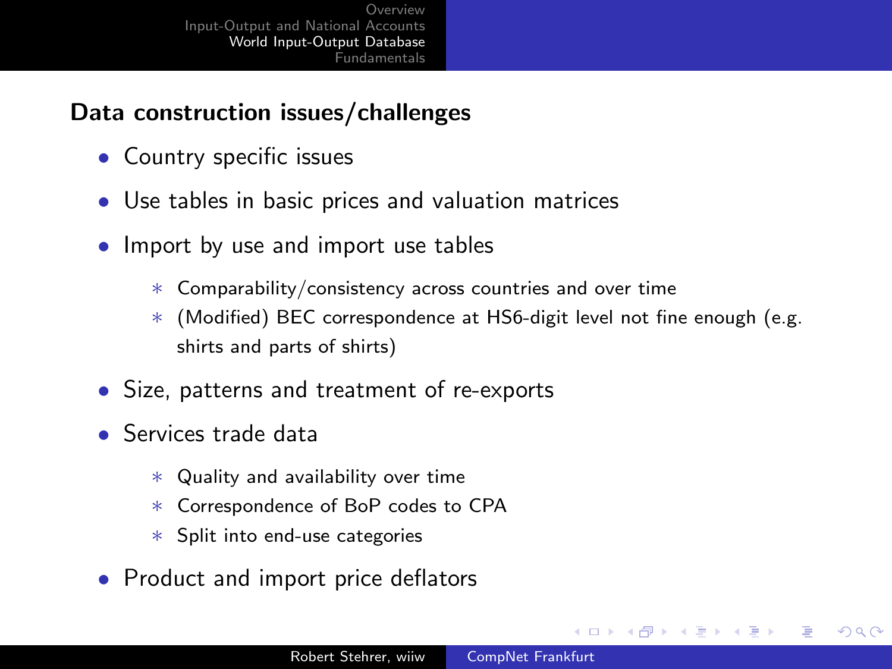## Data construction issues/challenges

- Country specific issues
- Use tables in basic prices and valuation matrices
- Import by use and import use tables
  - Comparability/consistency across countries and over time
  - (Modified) BEC correspondence at HS6-digit level not fine enough (e.g. shirts and parts of shirts)
- Size, patterns and treatment of re-exports
- Services trade data
  - Quality and availability over time
  - Correspondence of BoP codes to CPA
  - Split into end-use categories
- Product and import price deflators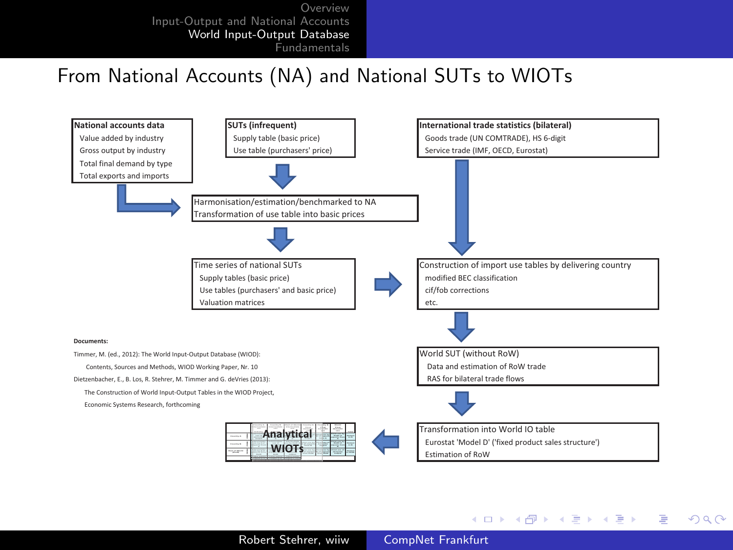# From National Accounts (NA) and National SUTs to WIOTs

**National accounts data**
- Value added by industry
- Gross output by industry
- Total final demand by type
- Total exports and imports

**SUTs (infrequent)**
- Supply table (basic price)
- Use table (purchasers' price)

**International trade statistics (bilateral)**
- Goods trade (UN COMTRADE), HS 6-digit
- Service trade (IMF, OECD, Eurostat)

Harmonisation/estimation/benchmarked to NA
Transformation of use table into basic prices

Time series of national SUTs
- Supply tables (basic price)
- Use tables (purchasers' and basic price)
- Valuation matrices

Construction of import use tables by delivering country
- modified BEC classification
- cif/fob corrections
- etc.

World SUT (without RoW)
- Data and estimation of RoW trade
- RAS for bilateral trade flows

Transformation into World IO table
- Eurostat 'Model D' ('fixed product sales structure')
- Estimation of RoW

Analytical WIOTs

**Documents:**

Timmer, M. (ed., 2012): The World Input-Output Database (WIOD): Contents, Sources and Methods, WIOD Working Paper, Nr. 10

Dietzenbacher, E., B. Los, R. Stehrer, M. Timmer and G. deVries (2013): The Construction of World Input-Output Tables in the WIOD Project, Economic Systems Research, forthcoming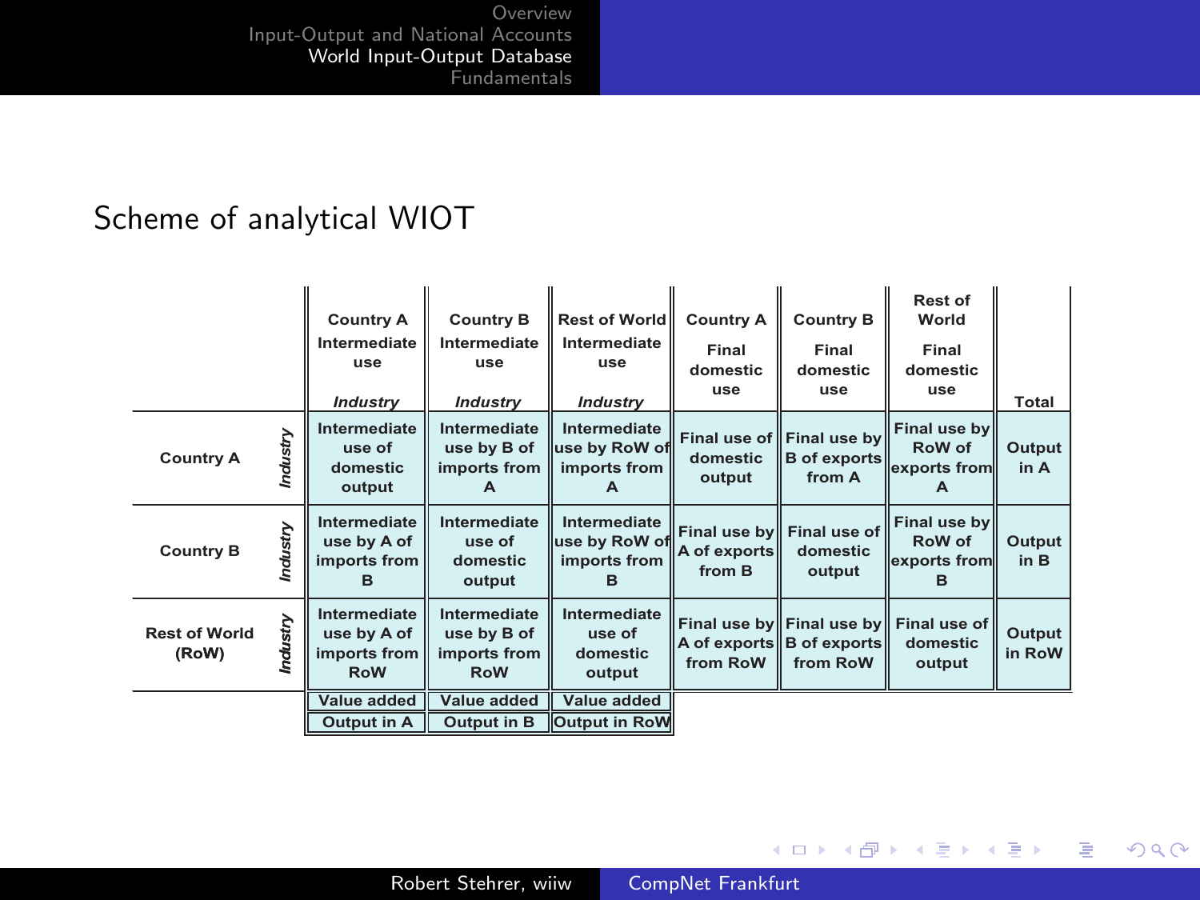## Scheme of analytical WIOT

| | | Country A Intermediate use *Industry* | Country B Intermediate use *Industry* | Rest of World Intermediate use *Industry* | Country A Final domestic use | Country B Final domestic use | Rest of World Final domestic use | Total |
|---|---|---|---|---|---|---|---|---|
| Country A | *Industry* | Intermediate use of domestic output | Intermediate use by B of imports from A | Intermediate use by RoW of imports from A | Final use of domestic output | Final use by B of exports from A | Final use by RoW of exports from A | Output in A |
| Country B | *Industry* | Intermediate use by A of imports from B | Intermediate use of domestic output | Intermediate use by RoW of imports from B | Final use by A of exports from B | Final use of domestic output | Final use by RoW of exports from B | Output in B |
| Rest of World (RoW) | *Industry* | Intermediate use by A of imports from RoW | Intermediate use by B of imports from RoW | Intermediate use of domestic output | Final use by A of exports from RoW | Final use by B of exports from RoW | Final use of domestic output | Output in RoW |
| | | Value added | Value added | Value added | | | | |
| | | Output in A | Output in B | Output in RoW | | | | |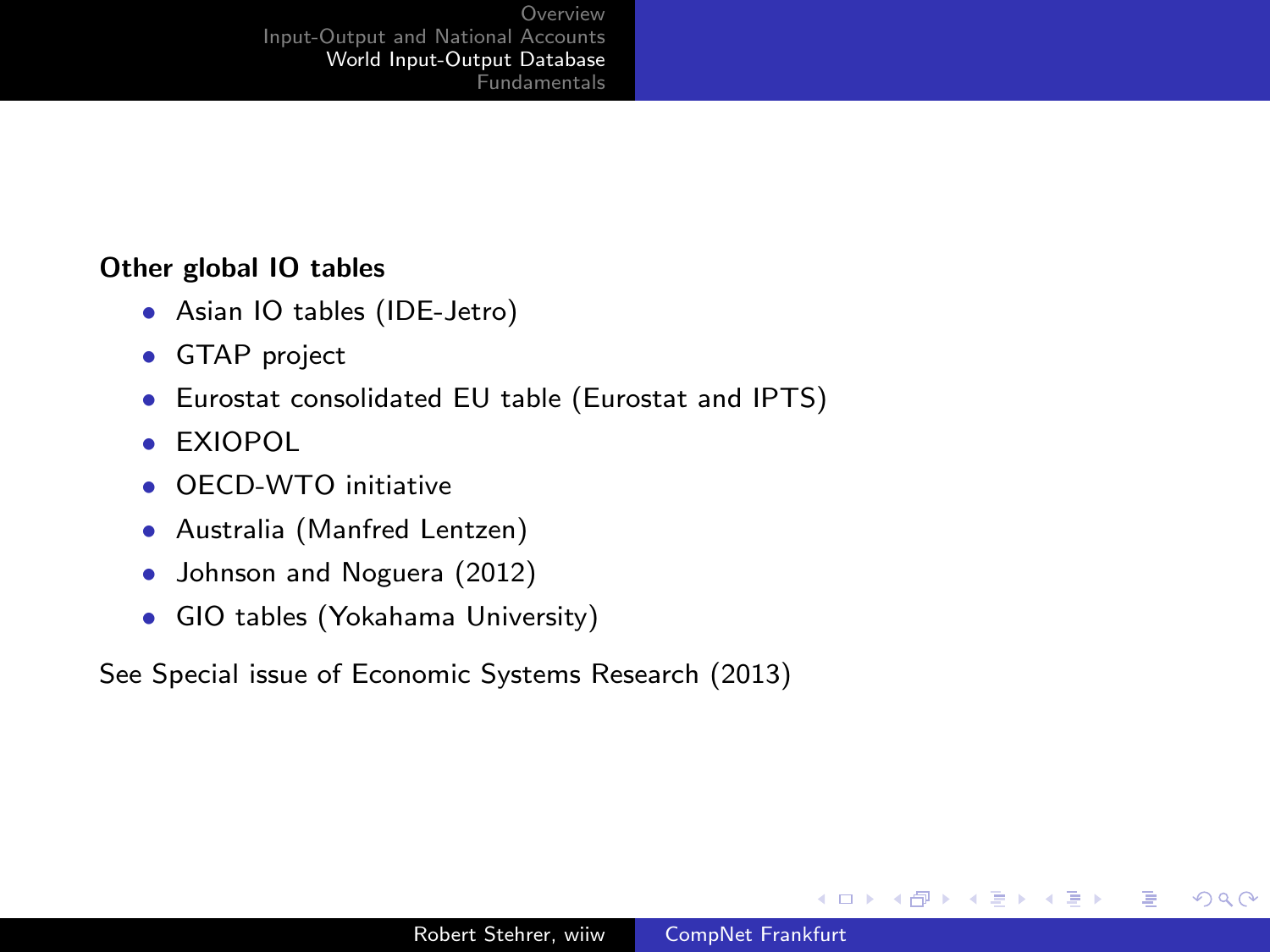**Other global IO tables**

- Asian IO tables (IDE-Jetro)
- GTAP project
- Eurostat consolidated EU table (Eurostat and IPTS)
- EXIOPOL
- OECD-WTO initiative
- Australia (Manfred Lentzen)
- Johnson and Noguera (2012)
- GIO tables (Yokahama University)

See Special issue of Economic Systems Research (2013)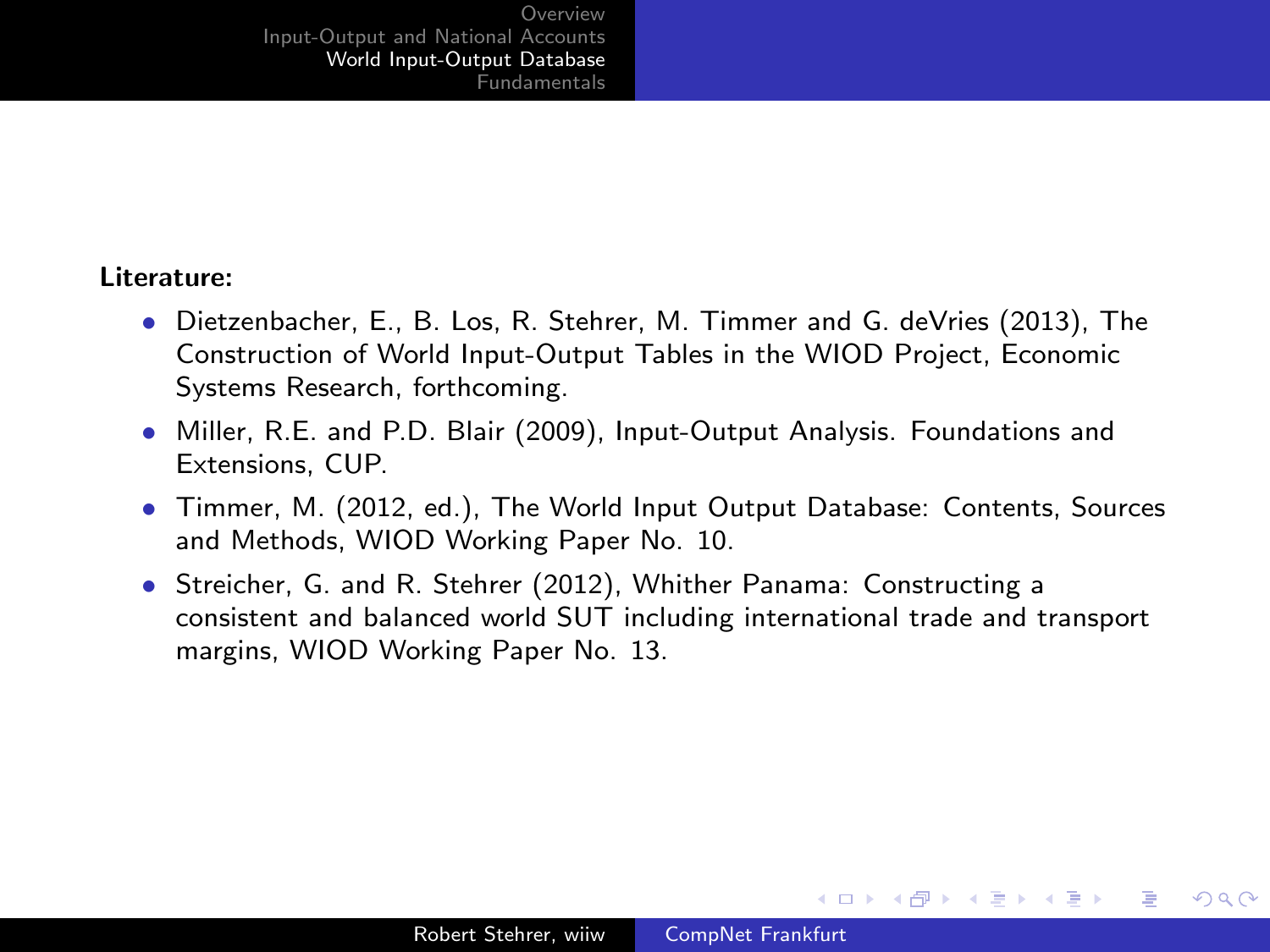**Literature:**

- Dietzenbacher, E., B. Los, R. Stehrer, M. Timmer and G. deVries (2013), The Construction of World Input-Output Tables in the WIOD Project, Economic Systems Research, forthcoming.
- Miller, R.E. and P.D. Blair (2009), Input-Output Analysis. Foundations and Extensions, CUP.
- Timmer, M. (2012, ed.), The World Input Output Database: Contents, Sources and Methods, WIOD Working Paper No. 10.
- Streicher, G. and R. Stehrer (2012), Whither Panama: Constructing a consistent and balanced world SUT including international trade and transport margins, WIOD Working Paper No. 13.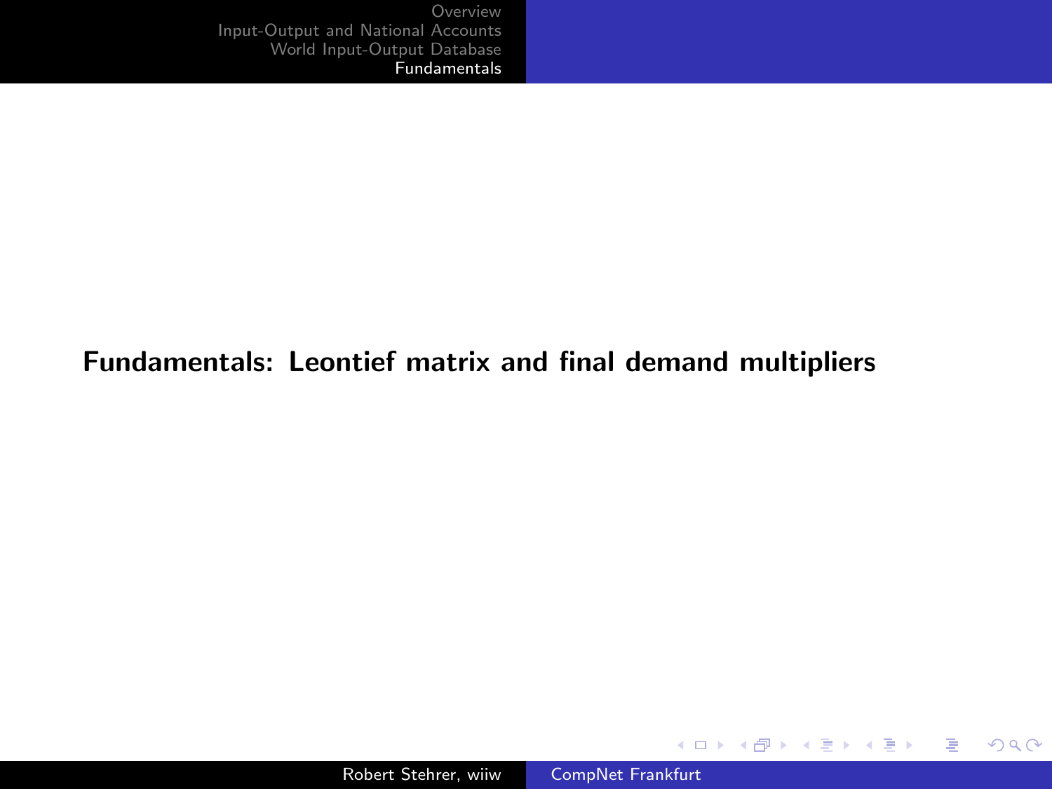# Fundamentals: Leontief matrix and final demand multipliers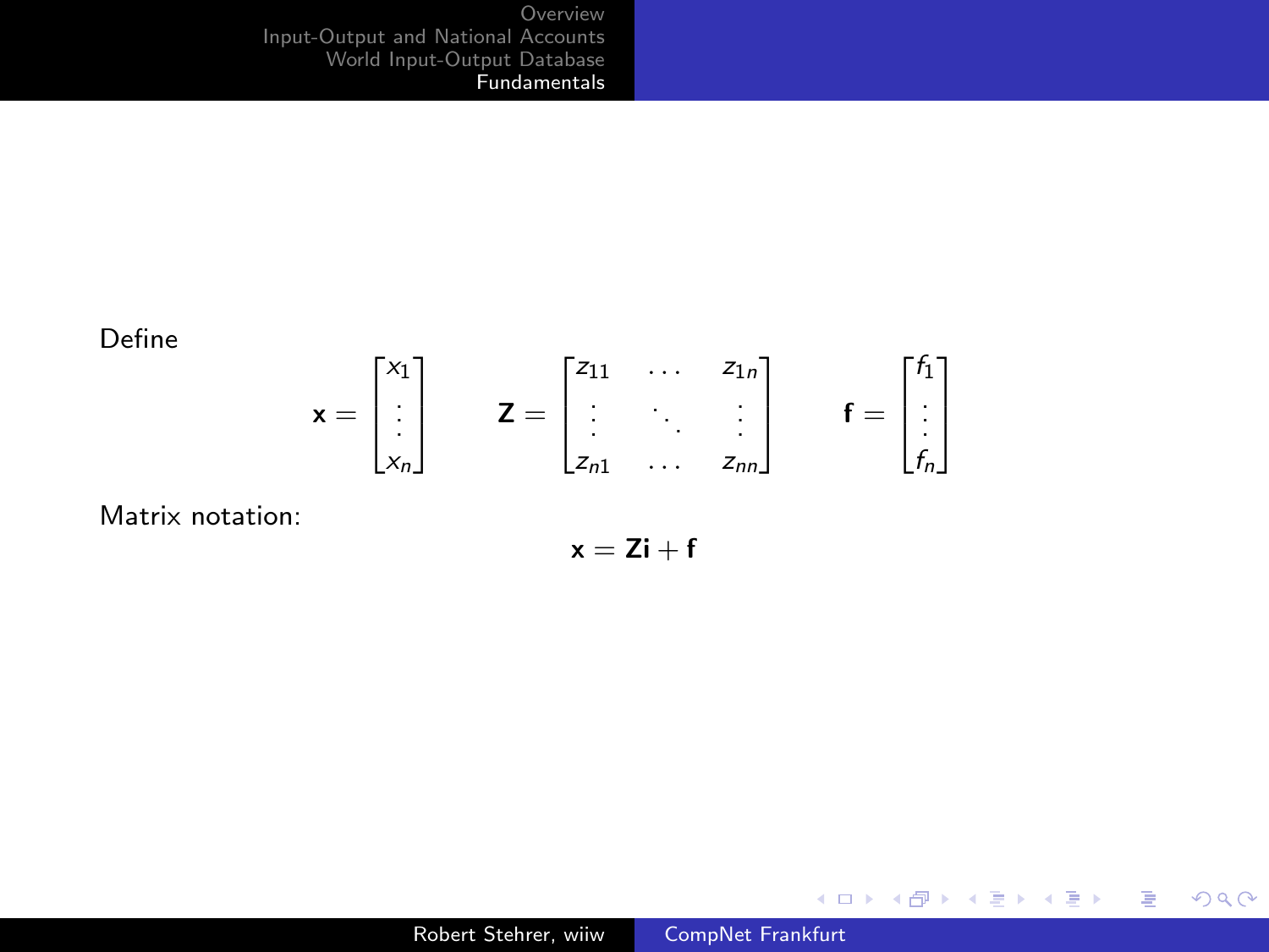Define

$$
\mathbf{x} = \begin{bmatrix} x_1 \\ \vdots \\ x_n \end{bmatrix} \qquad \mathbf{Z} = \begin{bmatrix} z_{11} & \dots & z_{1n} \\ \vdots & \ddots & \vdots \\ z_{n1} & \dots & z_{nn} \end{bmatrix} \qquad \mathbf{f} = \begin{bmatrix} f_1 \\ \vdots \\ f_n \end{bmatrix}
$$

Matrix notation:

$$
\mathbf{x} = \mathbf{Z}\mathbf{i} + \mathbf{f}
$$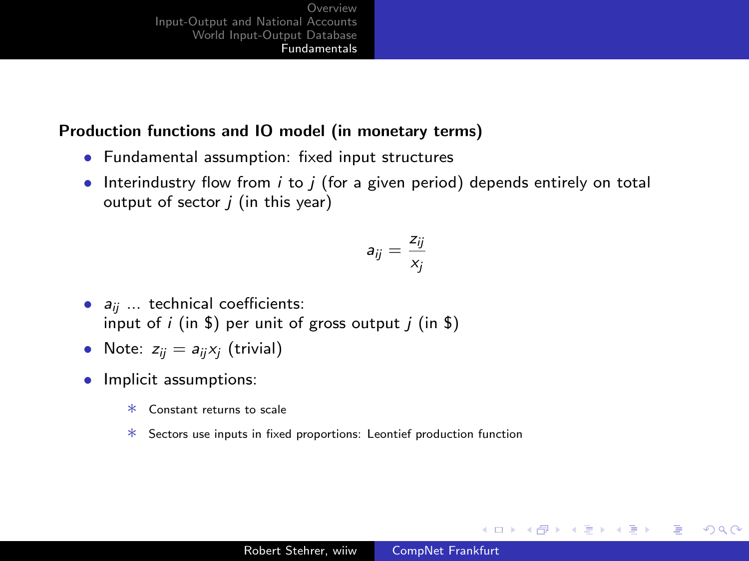**Production functions and IO model (in monetary terms)**

- Fundamental assumption: fixed input structures
- Interindustry flow from $i$ to $j$ (for a given period) depends entirely on total output of sector $j$ (in this year)

$$a_{ij} = \frac{z_{ij}}{x_j}$$

- $a_{ij}$ ... technical coefficients:
  input of $i$ (in \$) per unit of gross output $j$ (in \$)
- Note: $z_{ij} = a_{ij}x_j$ (trivial)
- Implicit assumptions:
  - Constant returns to scale
  - Sectors use inputs in fixed proportions: Leontief production function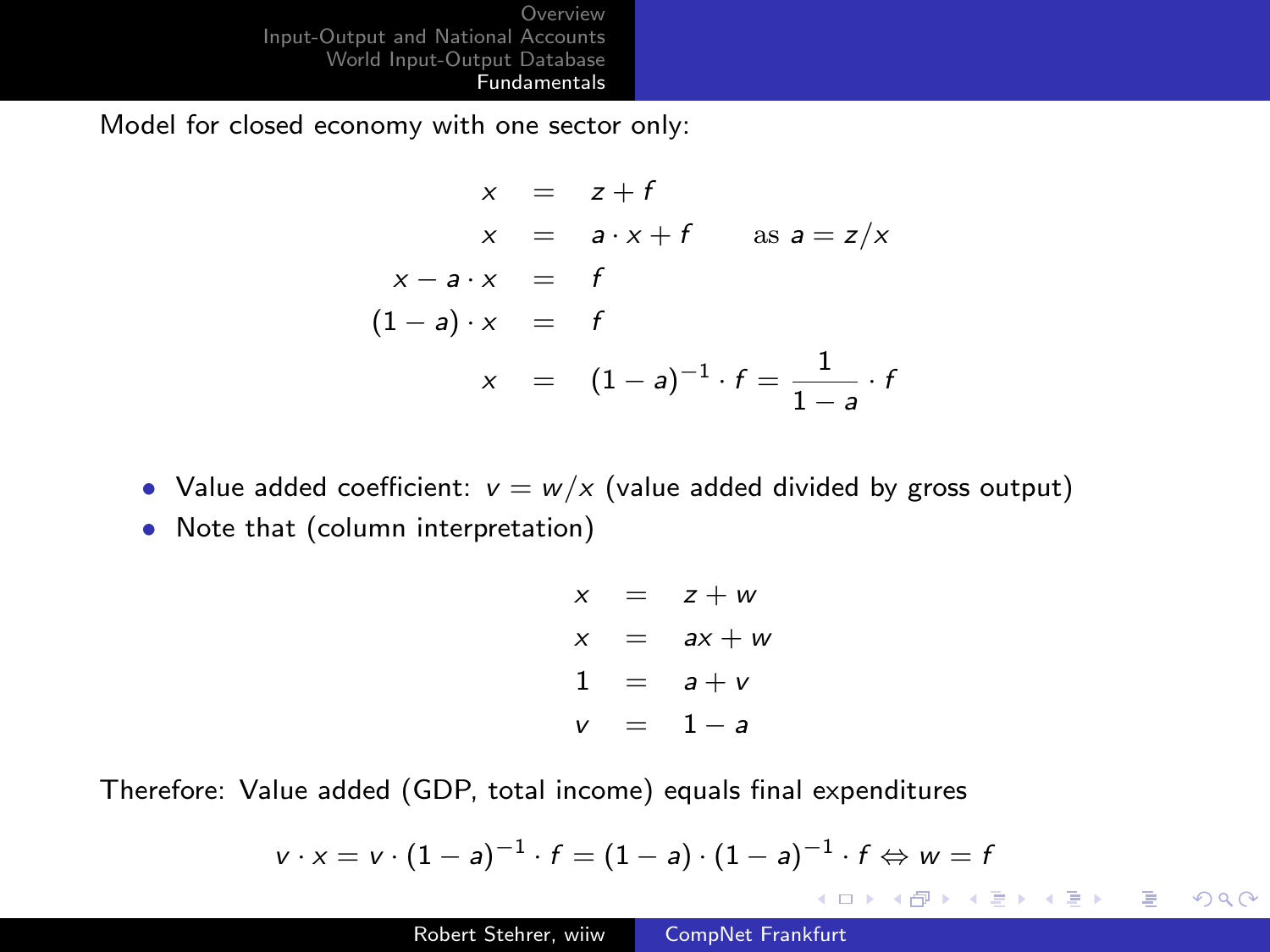Model for closed economy with one sector only:

$$
\begin{aligned}
x &= z + f \\
x &= a \cdot x + f \qquad \text{as } a = z/x \\
x - a \cdot x &= f \\
(1 - a) \cdot x &= f \\
x &= (1 - a)^{-1} \cdot f = \frac{1}{1 - a} \cdot f
\end{aligned}
$$

- Value added coefficient: $v = w/x$ (value added divided by gross output)
- Note that (column interpretation)

$$
\begin{aligned}
x &= z + w \\
x &= ax + w \\
1 &= a + v \\
v &= 1 - a
\end{aligned}
$$

Therefore: Value added (GDP, total income) equals final expenditures

$$
v \cdot x = v \cdot (1 - a)^{-1} \cdot f = (1 - a) \cdot (1 - a)^{-1} \cdot f \Leftrightarrow w = f
$$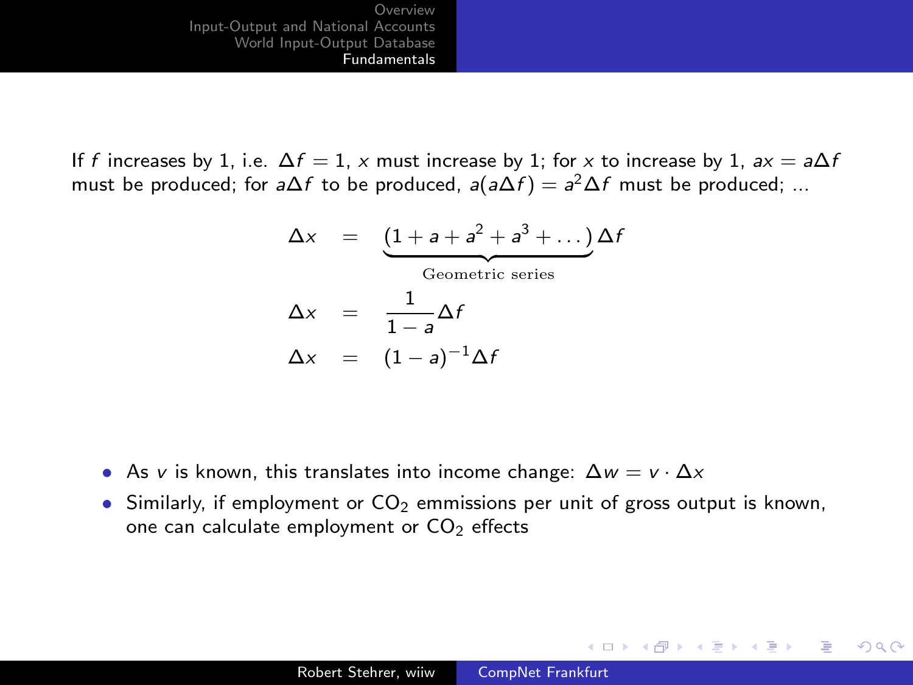If $f$ increases by 1, i.e. $\Delta f = 1$, $x$ must increase by 1; for $x$ to increase by 1, $ax = a\Delta f$ must be produced; for $a\Delta f$ to be produced, $a(a\Delta f) = a^2 \Delta f$ must be produced; ...

$$
\begin{aligned}
\Delta x &= \underbrace{(1 + a + a^2 + a^3 + \dots)}_{\text{Geometric series}} \Delta f \\
\Delta x &= \frac{1}{1 - a} \Delta f \\
\Delta x &= (1 - a)^{-1} \Delta f
\end{aligned}
$$

- As $v$ is known, this translates into income change: $\Delta w = v \cdot \Delta x$
- Similarly, if employment or $CO_2$ emmissions per unit of gross output is known, one can calculate employment or $CO_2$ effects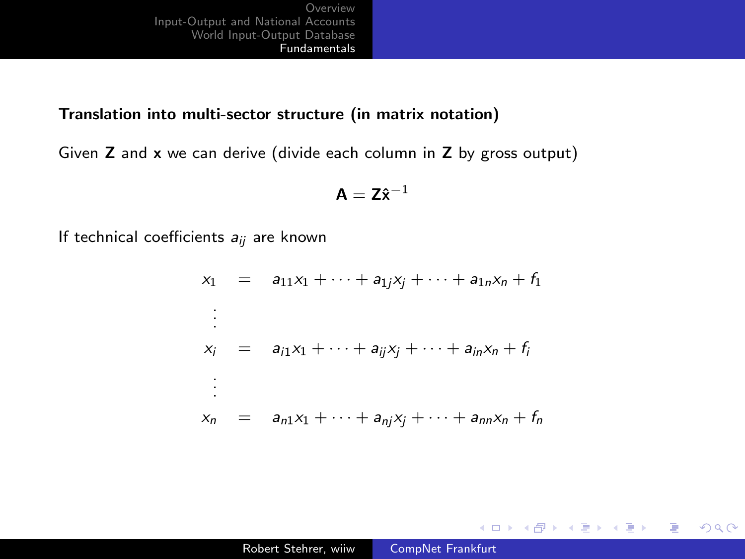**Translation into multi-sector structure (in matrix notation)**

Given **Z** and **x** we can derive (divide each column in **Z** by gross output)

$$\mathbf{A} = \mathbf{Z}\hat{\mathbf{x}}^{-1}$$

If technical coefficients $a_{ij}$ are known

$$
\begin{aligned}
x_1 &= a_{11}x_1 + \cdots + a_{1j}x_j + \cdots + a_{1n}x_n + f_1 \\
&\vdots \\
x_i &= a_{i1}x_1 + \cdots + a_{ij}x_j + \cdots + a_{in}x_n + f_i \\
&\vdots \\
x_n &= a_{n1}x_1 + \cdots + a_{nj}x_j + \cdots + a_{nn}x_n + f_n
\end{aligned}
$$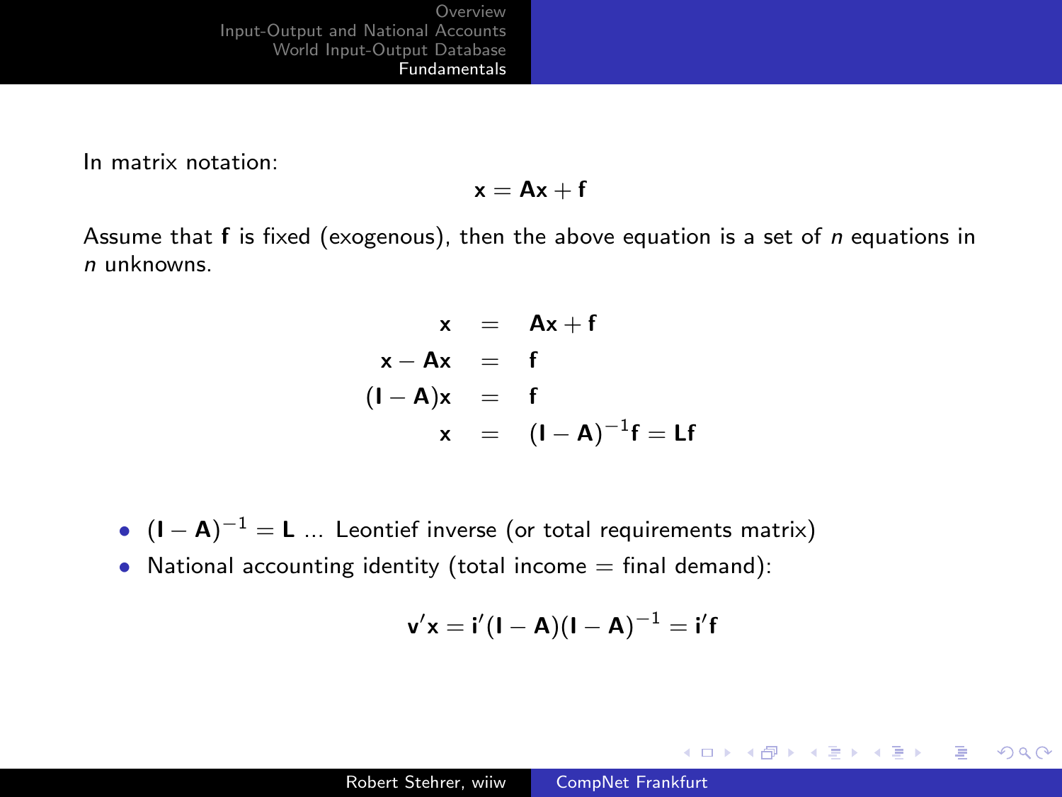In matrix notation:

$$\mathbf{x} = \mathbf{A}\mathbf{x} + \mathbf{f}$$

Assume that **f** is fixed (exogenous), then the above equation is a set of $n$ equations in $n$ unknowns.

$$\begin{aligned}
\mathbf{x} &= \mathbf{A}\mathbf{x} + \mathbf{f} \\
\mathbf{x} - \mathbf{A}\mathbf{x} &= \mathbf{f} \\
(\mathbf{I} - \mathbf{A})\mathbf{x} &= \mathbf{f} \\
\mathbf{x} &= (\mathbf{I} - \mathbf{A})^{-1}\mathbf{f} = \mathbf{L}\mathbf{f}
\end{aligned}$$

- $(\mathbf{I} - \mathbf{A})^{-1} = \mathbf{L}$ ... Leontief inverse (or total requirements matrix)
- National accounting identity (total income = final demand):

$$\mathbf{v}'\mathbf{x} = \mathbf{i}'(\mathbf{I} - \mathbf{A})(\mathbf{I} - \mathbf{A})^{-1} = \mathbf{i}'\mathbf{f}$$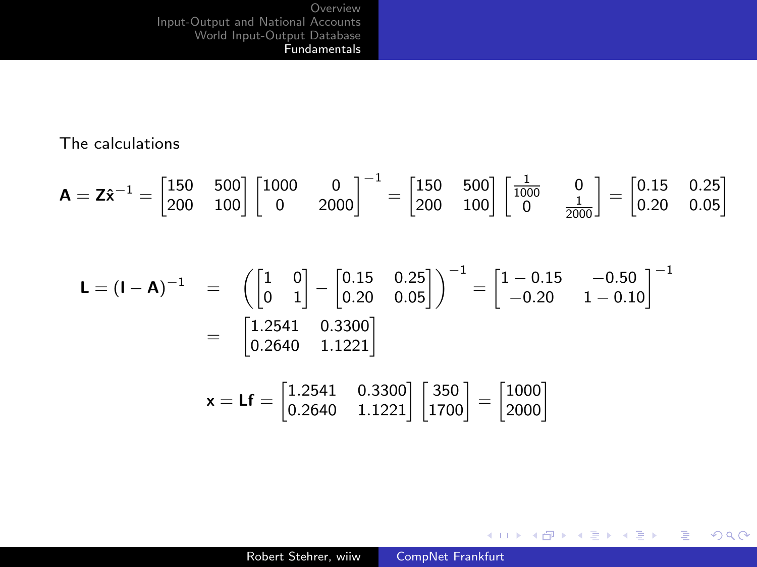The calculations

$$\mathbf{A} = \mathbf{Z}\hat{\mathbf{x}}^{-1} = \begin{bmatrix} 150 & 500 \\ 200 & 100 \end{bmatrix} \begin{bmatrix} 1000 & 0 \\ 0 & 2000 \end{bmatrix}^{-1} = \begin{bmatrix} 150 & 500 \\ 200 & 100 \end{bmatrix} \begin{bmatrix} \frac{1}{1000} & 0 \\ 0 & \frac{1}{2000} \end{bmatrix} = \begin{bmatrix} 0.15 & 0.25 \\ 0.20 & 0.05 \end{bmatrix}$$

$$\begin{aligned}
\mathbf{L} = (\mathbf{I} - \mathbf{A})^{-1} &= \left( \begin{bmatrix} 1 & 0 \\ 0 & 1 \end{bmatrix} - \begin{bmatrix} 0.15 & 0.25 \\ 0.20 & 0.05 \end{bmatrix} \right)^{-1} = \begin{bmatrix} 1 - 0.15 & -0.50 \\ -0.20 & 1 - 0.10 \end{bmatrix}^{-1} \\
&= \begin{bmatrix} 1.2541 & 0.3300 \\ 0.2640 & 1.1221 \end{bmatrix}
\end{aligned}$$

$$\mathbf{x} = \mathbf{L}\mathbf{f} = \begin{bmatrix} 1.2541 & 0.3300 \\ 0.2640 & 1.1221 \end{bmatrix} \begin{bmatrix} 350 \\ 1700 \end{bmatrix} = \begin{bmatrix} 1000 \\ 2000 \end{bmatrix}$$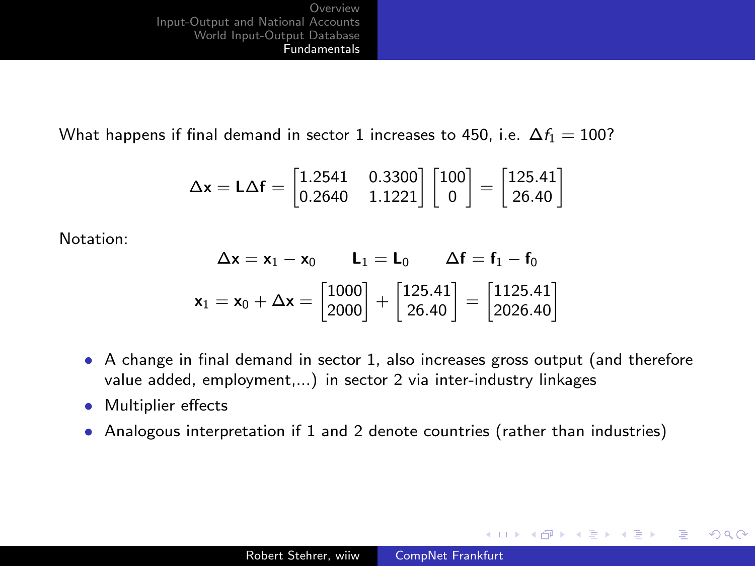What happens if final demand in sector 1 increases to 450, i.e. $\Delta f_1 = 100$?

$$\Delta \mathbf{x} = \mathbf{L}\Delta \mathbf{f} = \begin{bmatrix} 1.2541 & 0.3300 \\ 0.2640 & 1.1221 \end{bmatrix} \begin{bmatrix} 100 \\ 0 \end{bmatrix} = \begin{bmatrix} 125.41 \\ 26.40 \end{bmatrix}$$

Notation:

$$\Delta \mathbf{x} = \mathbf{x}_1 - \mathbf{x}_0 \qquad \mathbf{L}_1 = \mathbf{L}_0 \qquad \Delta \mathbf{f} = \mathbf{f}_1 - \mathbf{f}_0$$

$$\mathbf{x}_1 = \mathbf{x}_0 + \Delta \mathbf{x} = \begin{bmatrix} 1000 \\ 2000 \end{bmatrix} + \begin{bmatrix} 125.41 \\ 26.40 \end{bmatrix} = \begin{bmatrix} 1125.41 \\ 2026.40 \end{bmatrix}$$

- A change in final demand in sector 1, also increases gross output (and therefore value added, employment,...) in sector 2 via inter-industry linkages
- Multiplier effects
- Analogous interpretation if 1 and 2 denote countries (rather than industries)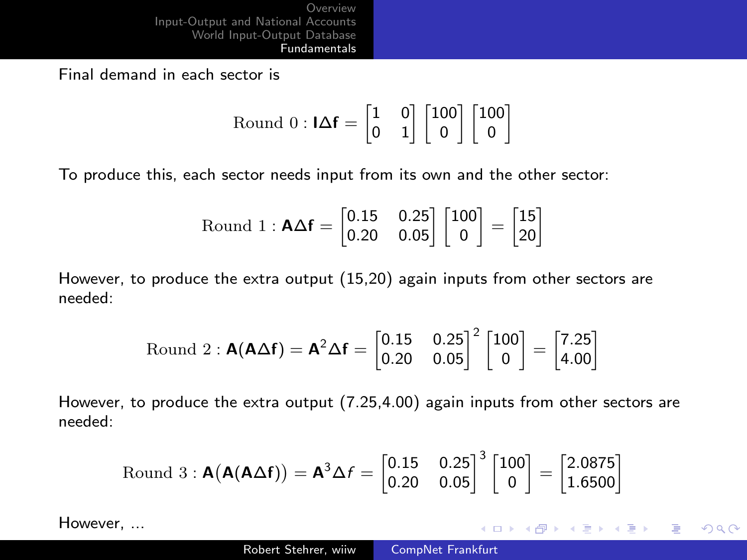Final demand in each sector is

$$\text{Round } 0: \mathbf{I}\Delta\mathbf{f} = \begin{bmatrix} 1 & 0 \\ 0 & 1 \end{bmatrix} \begin{bmatrix} 100 \\ 0 \end{bmatrix} \begin{bmatrix} 100 \\ 0 \end{bmatrix}$$

To produce this, each sector needs input from its own and the other sector:

$$\text{Round } 1: \mathbf{A}\Delta\mathbf{f} = \begin{bmatrix} 0.15 & 0.25 \\ 0.20 & 0.05 \end{bmatrix} \begin{bmatrix} 100 \\ 0 \end{bmatrix} = \begin{bmatrix} 15 \\ 20 \end{bmatrix}$$

However, to produce the extra output (15,20) again inputs from other sectors are needed:

$$\text{Round } 2: \mathbf{A}(\mathbf{A}\Delta\mathbf{f}) = \mathbf{A}^2\Delta\mathbf{f} = \begin{bmatrix} 0.15 & 0.25 \\ 0.20 & 0.05 \end{bmatrix}^2 \begin{bmatrix} 100 \\ 0 \end{bmatrix} = \begin{bmatrix} 7.25 \\ 4.00 \end{bmatrix}$$

However, to produce the extra output (7.25,4.00) again inputs from other sectors are needed:

$$\text{Round } 3: \mathbf{A}\big(\mathbf{A}(\mathbf{A}\Delta\mathbf{f})\big) = \mathbf{A}^3\Delta f = \begin{bmatrix} 0.15 & 0.25 \\ 0.20 & 0.05 \end{bmatrix}^3 \begin{bmatrix} 100 \\ 0 \end{bmatrix} = \begin{bmatrix} 2.0875 \\ 1.6500 \end{bmatrix}$$

However, ...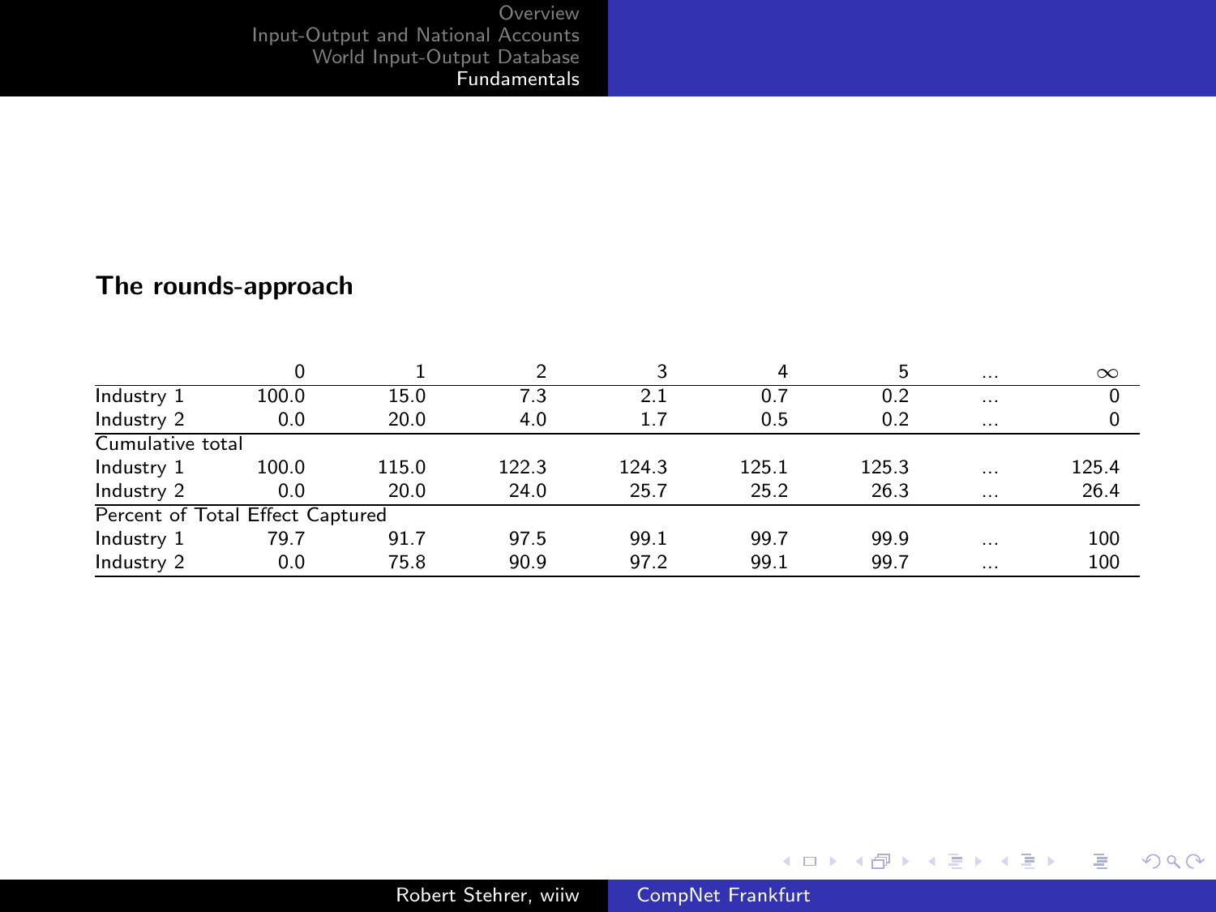**The rounds-approach**

| | 0 | 1 | 2 | 3 | 4 | 5 | ... | $\infty$ |
|---|---|---|---|---|---|---|---|---|
| Industry 1 | 100.0 | 15.0 | 7.3 | 2.1 | 0.7 | 0.2 | ... | 0 |
| Industry 2 | 0.0 | 20.0 | 4.0 | 1.7 | 0.5 | 0.2 | ... | 0 |
| Cumulative total | | | | | | | | |
| Industry 1 | 100.0 | 115.0 | 122.3 | 124.3 | 125.1 | 125.3 | ... | 125.4 |
| Industry 2 | 0.0 | 20.0 | 24.0 | 25.7 | 25.2 | 26.3 | ... | 26.4 |
| Percent of Total Effect Captured | | | | | | | | |
| Industry 1 | 79.7 | 91.7 | 97.5 | 99.1 | 99.7 | 99.9 | ... | 100 |
| Industry 2 | 0.0 | 75.8 | 90.9 | 97.2 | 99.1 | 99.7 | ... | 100 |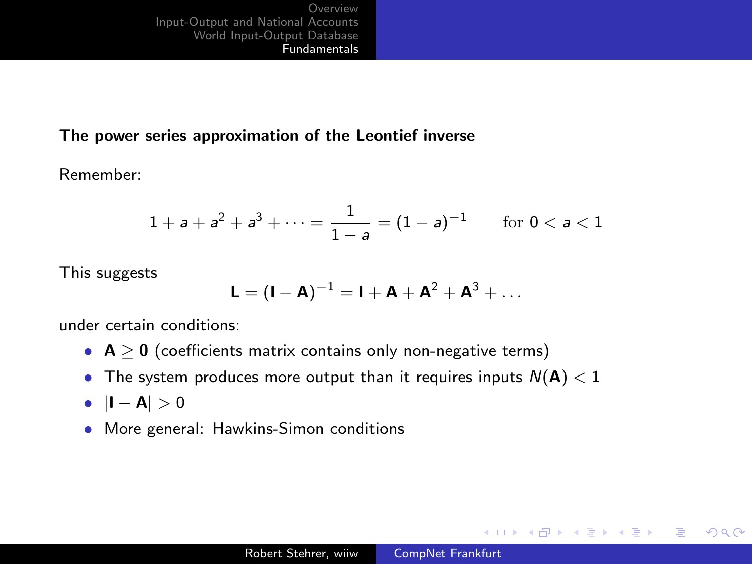**The power series approximation of the Leontief inverse**

Remember:

$$1 + a + a^2 + a^3 + \dots = \frac{1}{1-a} = (1-a)^{-1} \qquad \text{for } 0 < a < 1$$

This suggests

$$\mathbf{L} = (\mathbf{I} - \mathbf{A})^{-1} = \mathbf{I} + \mathbf{A} + \mathbf{A}^2 + \mathbf{A}^3 + \dots$$

under certain conditions:

- $\mathbf{A} \geq \mathbf{0}$ (coefficients matrix contains only non-negative terms)
- The system produces more output than it requires inputs $N(\mathbf{A}) < 1$
- $|\mathbf{I} - \mathbf{A}| > 0$
- More general: Hawkins-Simon conditions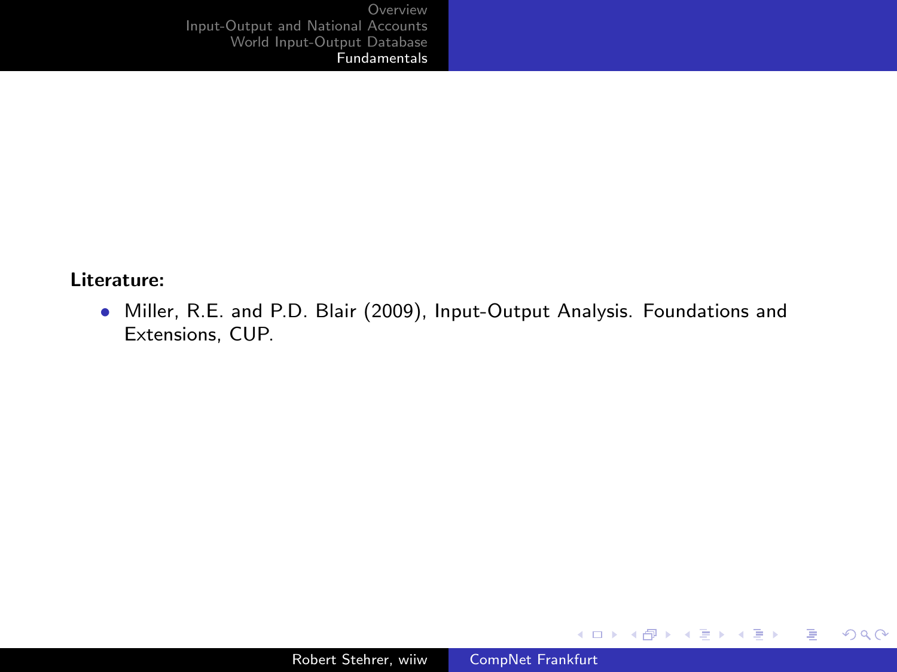**Literature:**

- Miller, R.E. and P.D. Blair (2009), Input-Output Analysis. Foundations and Extensions, CUP.